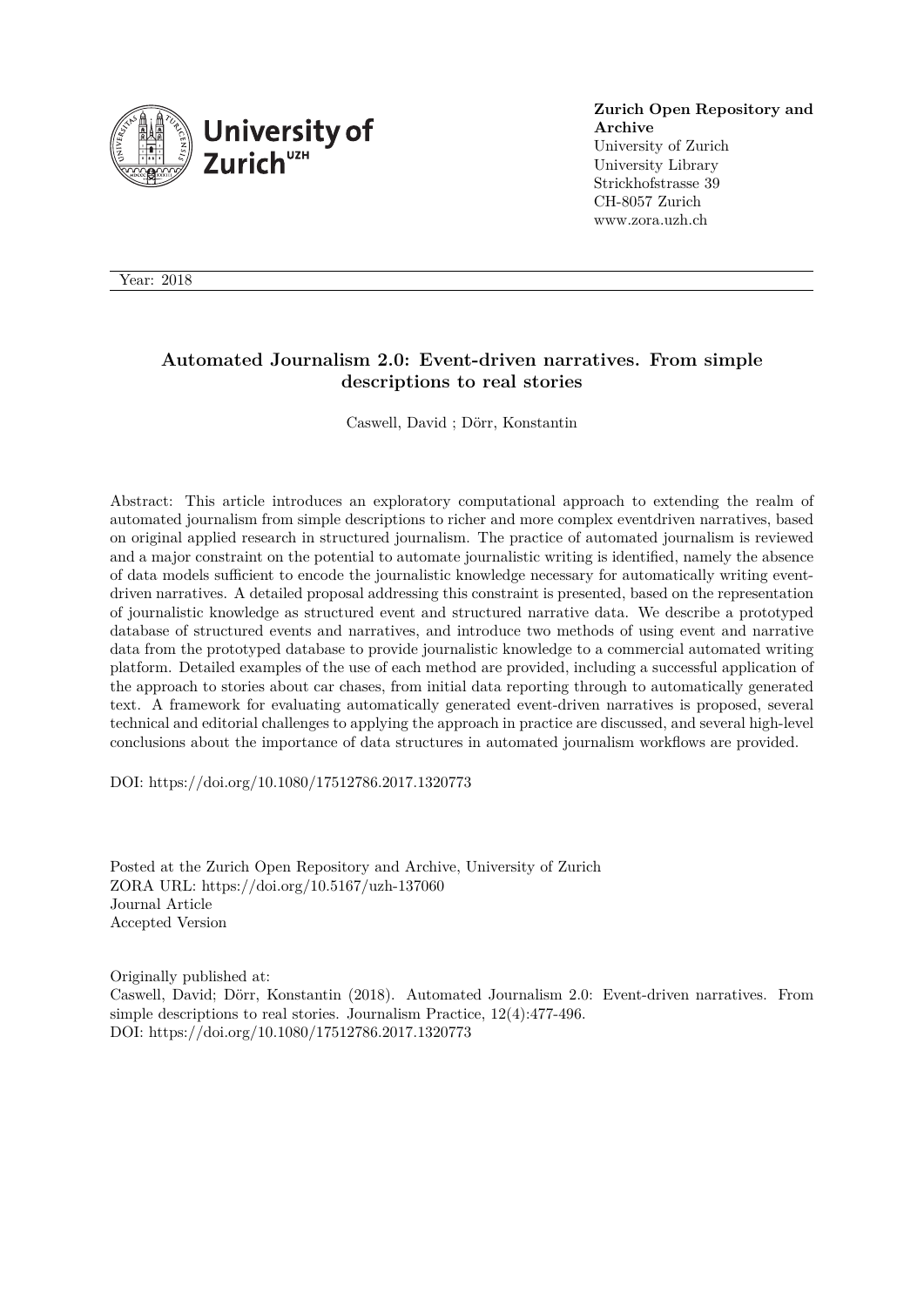**Zurich Open Repository and Archive**
University of Zurich
University Library
Strickhofstrasse 39
CH-8057 Zurich
www.zora.uzh.ch

Year: 2018

# Automated Journalism 2.0: Event-driven narratives. From simple descriptions to real stories

Caswell, David ; Dörr, Konstantin

Abstract: This article introduces an exploratory computational approach to extending the realm of automated journalism from simple descriptions to richer and more complex eventdriven narratives, based on original applied research in structured journalism. The practice of automated journalism is reviewed and a major constraint on the potential to automate journalistic writing is identified, namely the absence of data models sufficient to encode the journalistic knowledge necessary for automatically writing event-driven narratives. A detailed proposal addressing this constraint is presented, based on the representation of journalistic knowledge as structured event and structured narrative data. We describe a prototyped database of structured events and narratives, and introduce two methods of using event and narrative data from the prototyped database to provide journalistic knowledge to a commercial automated writing platform. Detailed examples of the use of each method are provided, including a successful application of the approach to stories about car chases, from initial data reporting through to automatically generated text. A framework for evaluating automatically generated event-driven narratives is proposed, several technical and editorial challenges to applying the approach in practice are discussed, and several high-level conclusions about the importance of data structures in automated journalism workflows are provided.

DOI: https://doi.org/10.1080/17512786.2017.1320773

Posted at the Zurich Open Repository and Archive, University of Zurich
ZORA URL: https://doi.org/10.5167/uzh-137060
Journal Article
Accepted Version

Originally published at:
Caswell, David; Dörr, Konstantin (2018). Automated Journalism 2.0: Event-driven narratives. From simple descriptions to real stories. Journalism Practice, 12(4):477-496.
DOI: https://doi.org/10.1080/17512786.2017.1320773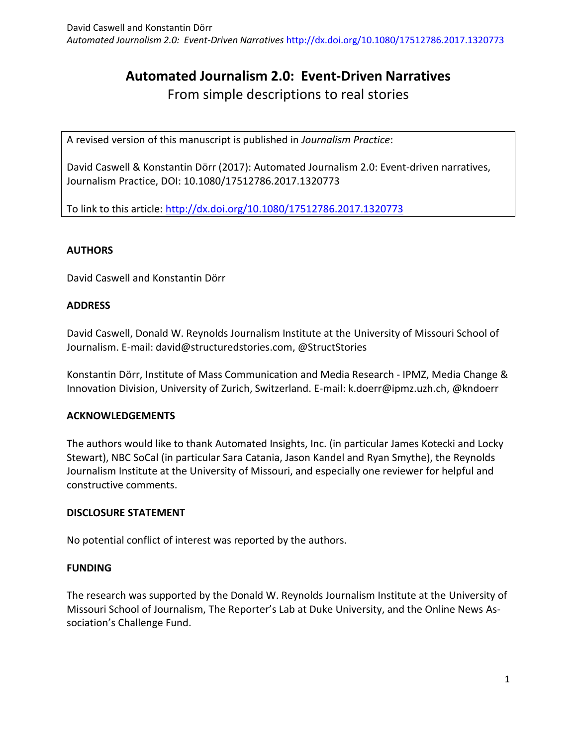# Automated Journalism 2.0: Event-Driven Narratives

From simple descriptions to real stories

A revised version of this manuscript is published in *Journalism Practice*:

David Caswell & Konstantin Dörr (2017): Automated Journalism 2.0: Event-driven narratives, Journalism Practice, DOI: 10.1080/17512786.2017.1320773

To link to this article: http://dx.doi.org/10.1080/17512786.2017.1320773

**AUTHORS**

David Caswell and Konstantin Dörr

**ADDRESS**

David Caswell, Donald W. Reynolds Journalism Institute at the University of Missouri School of Journalism. E-mail: david@structuredstories.com, @StructStories

Konstantin Dörr, Institute of Mass Communication and Media Research - IPMZ, Media Change & Innovation Division, University of Zurich, Switzerland. E-mail: k.doerr@ipmz.uzh.ch, @kndoerr

**ACKNOWLEDGEMENTS**

The authors would like to thank Automated Insights, Inc. (in particular James Kotecki and Locky Stewart), NBC SoCal (in particular Sara Catania, Jason Kandel and Ryan Smythe), the Reynolds Journalism Institute at the University of Missouri, and especially one reviewer for helpful and constructive comments.

**DISCLOSURE STATEMENT**

No potential conflict of interest was reported by the authors.

**FUNDING**

The research was supported by the Donald W. Reynolds Journalism Institute at the University of Missouri School of Journalism, The Reporter's Lab at Duke University, and the Online News Association's Challenge Fund.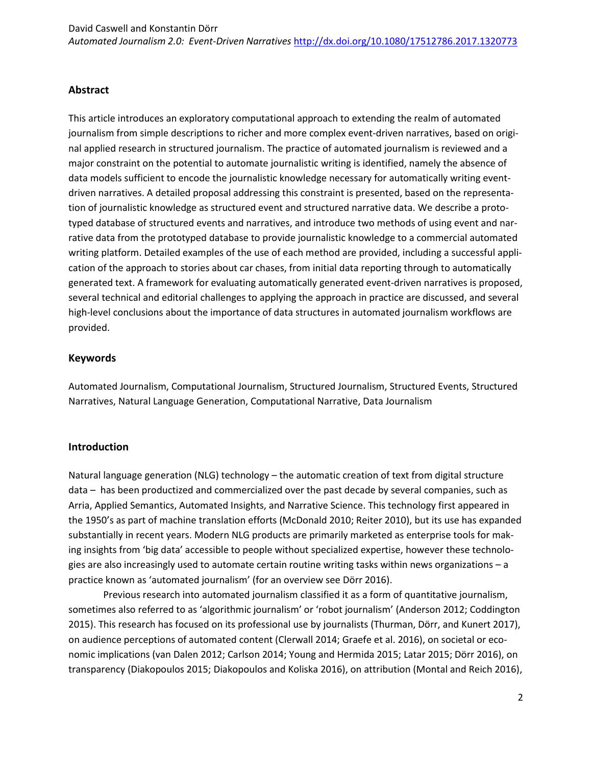## Abstract

This article introduces an exploratory computational approach to extending the realm of automated journalism from simple descriptions to richer and more complex event-driven narratives, based on original applied research in structured journalism. The practice of automated journalism is reviewed and a major constraint on the potential to automate journalistic writing is identified, namely the absence of data models sufficient to encode the journalistic knowledge necessary for automatically writing event-driven narratives. A detailed proposal addressing this constraint is presented, based on the representation of journalistic knowledge as structured event and structured narrative data. We describe a prototyped database of structured events and narratives, and introduce two methods of using event and narrative data from the prototyped database to provide journalistic knowledge to a commercial automated writing platform. Detailed examples of the use of each method are provided, including a successful application of the approach to stories about car chases, from initial data reporting through to automatically generated text. A framework for evaluating automatically generated event-driven narratives is proposed, several technical and editorial challenges to applying the approach in practice are discussed, and several high-level conclusions about the importance of data structures in automated journalism workflows are provided.

## Keywords

Automated Journalism, Computational Journalism, Structured Journalism, Structured Events, Structured Narratives, Natural Language Generation, Computational Narrative, Data Journalism

## Introduction

Natural language generation (NLG) technology – the automatic creation of text from digital structure data – has been productized and commercialized over the past decade by several companies, such as Arria, Applied Semantics, Automated Insights, and Narrative Science. This technology first appeared in the 1950's as part of machine translation efforts (McDonald 2010; Reiter 2010), but its use has expanded substantially in recent years. Modern NLG products are primarily marketed as enterprise tools for making insights from 'big data' accessible to people without specialized expertise, however these technologies are also increasingly used to automate certain routine writing tasks within news organizations – a practice known as 'automated journalism' (for an overview see Dörr 2016).

Previous research into automated journalism classified it as a form of quantitative journalism, sometimes also referred to as 'algorithmic journalism' or 'robot journalism' (Anderson 2012; Coddington 2015). This research has focused on its professional use by journalists (Thurman, Dörr, and Kunert 2017), on audience perceptions of automated content (Clerwall 2014; Graefe et al. 2016), on societal or economic implications (van Dalen 2012; Carlson 2014; Young and Hermida 2015; Latar 2015; Dörr 2016), on transparency (Diakopoulos 2015; Diakopoulos and Koliska 2016), on attribution (Montal and Reich 2016),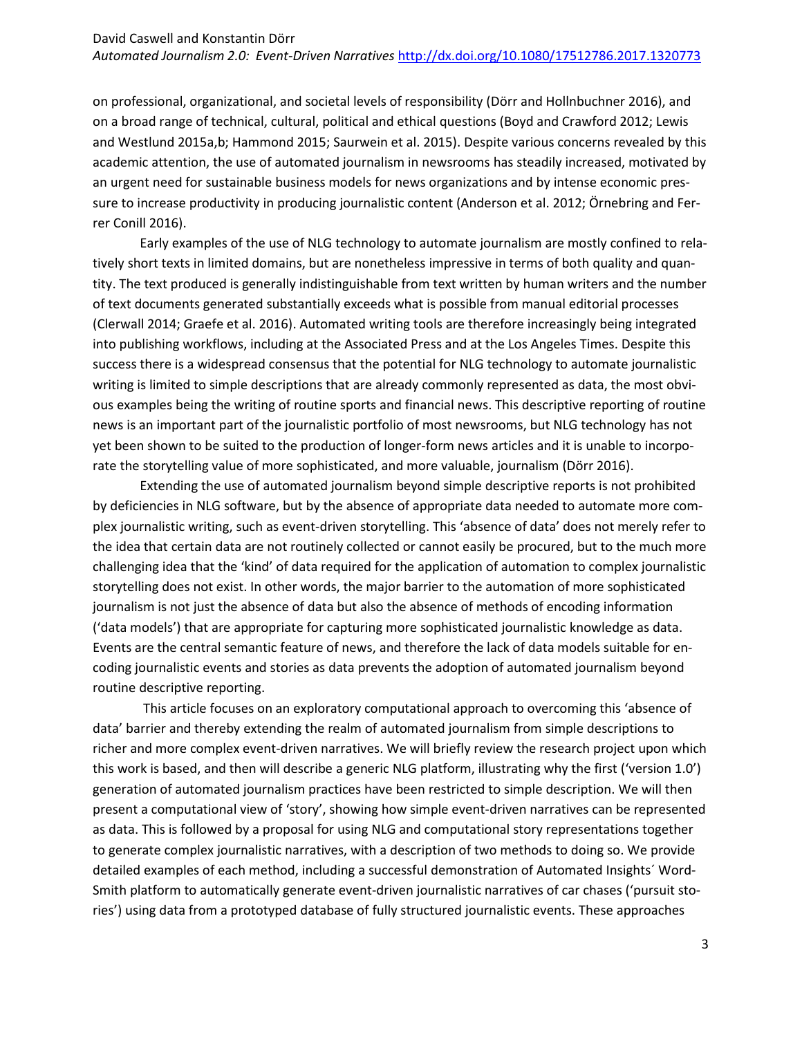on professional, organizational, and societal levels of responsibility (Dörr and Hollnbuchner 2016), and on a broad range of technical, cultural, political and ethical questions (Boyd and Crawford 2012; Lewis and Westlund 2015a,b; Hammond 2015; Saurwein et al. 2015). Despite various concerns revealed by this academic attention, the use of automated journalism in newsrooms has steadily increased, motivated by an urgent need for sustainable business models for news organizations and by intense economic pressure to increase productivity in producing journalistic content (Anderson et al. 2012; Örnebring and Ferrer Conill 2016).

Early examples of the use of NLG technology to automate journalism are mostly confined to relatively short texts in limited domains, but are nonetheless impressive in terms of both quality and quantity. The text produced is generally indistinguishable from text written by human writers and the number of text documents generated substantially exceeds what is possible from manual editorial processes (Clerwall 2014; Graefe et al. 2016). Automated writing tools are therefore increasingly being integrated into publishing workflows, including at the Associated Press and at the Los Angeles Times. Despite this success there is a widespread consensus that the potential for NLG technology to automate journalistic writing is limited to simple descriptions that are already commonly represented as data, the most obvious examples being the writing of routine sports and financial news. This descriptive reporting of routine news is an important part of the journalistic portfolio of most newsrooms, but NLG technology has not yet been shown to be suited to the production of longer-form news articles and it is unable to incorporate the storytelling value of more sophisticated, and more valuable, journalism (Dörr 2016).

Extending the use of automated journalism beyond simple descriptive reports is not prohibited by deficiencies in NLG software, but by the absence of appropriate data needed to automate more complex journalistic writing, such as event-driven storytelling. This 'absence of data' does not merely refer to the idea that certain data are not routinely collected or cannot easily be procured, but to the much more challenging idea that the 'kind' of data required for the application of automation to complex journalistic storytelling does not exist. In other words, the major barrier to the automation of more sophisticated journalism is not just the absence of data but also the absence of methods of encoding information ('data models') that are appropriate for capturing more sophisticated journalistic knowledge as data. Events are the central semantic feature of news, and therefore the lack of data models suitable for encoding journalistic events and stories as data prevents the adoption of automated journalism beyond routine descriptive reporting.

This article focuses on an exploratory computational approach to overcoming this 'absence of data' barrier and thereby extending the realm of automated journalism from simple descriptions to richer and more complex event-driven narratives. We will briefly review the research project upon which this work is based, and then will describe a generic NLG platform, illustrating why the first ('version 1.0') generation of automated journalism practices have been restricted to simple description. We will then present a computational view of 'story', showing how simple event-driven narratives can be represented as data. This is followed by a proposal for using NLG and computational story representations together to generate complex journalistic narratives, with a description of two methods to doing so. We provide detailed examples of each method, including a successful demonstration of Automated Insights´ WordSmith platform to automatically generate event-driven journalistic narratives of car chases ('pursuit stories') using data from a prototyped database of fully structured journalistic events. These approaches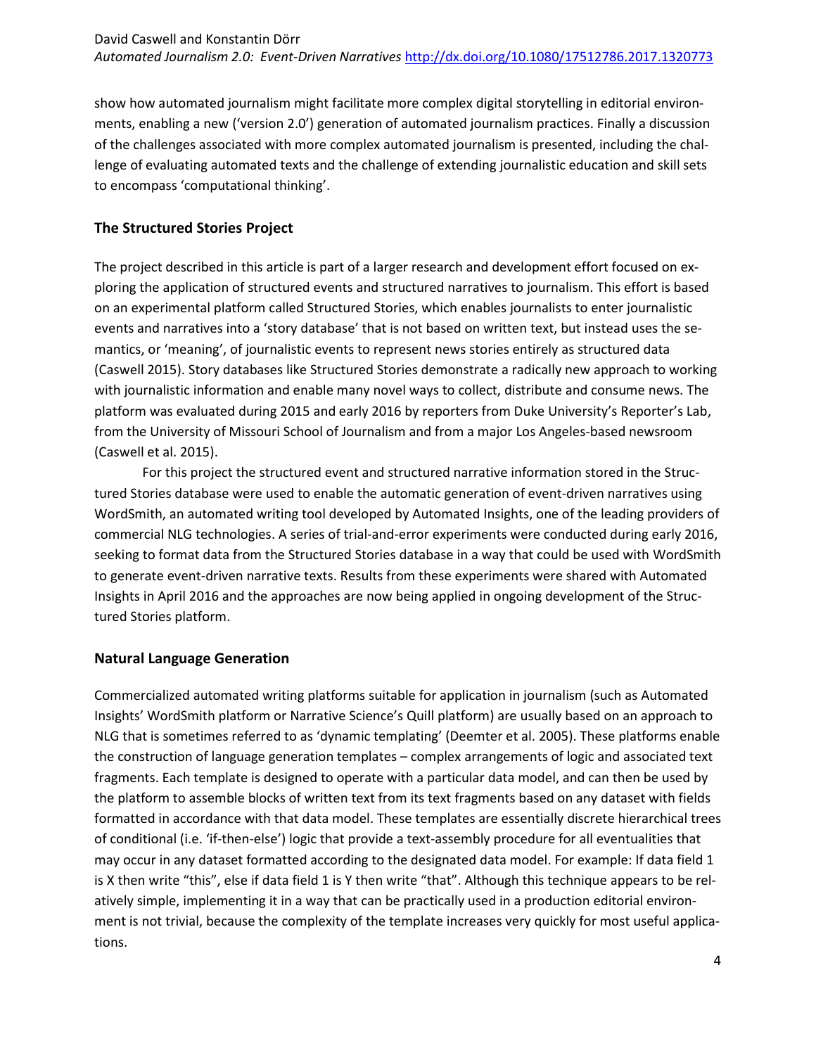show how automated journalism might facilitate more complex digital storytelling in editorial environments, enabling a new ('version 2.0') generation of automated journalism practices. Finally a discussion of the challenges associated with more complex automated journalism is presented, including the challenge of evaluating automated texts and the challenge of extending journalistic education and skill sets to encompass 'computational thinking'.

## The Structured Stories Project

The project described in this article is part of a larger research and development effort focused on exploring the application of structured events and structured narratives to journalism. This effort is based on an experimental platform called Structured Stories, which enables journalists to enter journalistic events and narratives into a 'story database' that is not based on written text, but instead uses the semantics, or 'meaning', of journalistic events to represent news stories entirely as structured data (Caswell 2015). Story databases like Structured Stories demonstrate a radically new approach to working with journalistic information and enable many novel ways to collect, distribute and consume news. The platform was evaluated during 2015 and early 2016 by reporters from Duke University's Reporter's Lab, from the University of Missouri School of Journalism and from a major Los Angeles-based newsroom (Caswell et al. 2015).

For this project the structured event and structured narrative information stored in the Structured Stories database were used to enable the automatic generation of event-driven narratives using WordSmith, an automated writing tool developed by Automated Insights, one of the leading providers of commercial NLG technologies. A series of trial-and-error experiments were conducted during early 2016, seeking to format data from the Structured Stories database in a way that could be used with WordSmith to generate event-driven narrative texts. Results from these experiments were shared with Automated Insights in April 2016 and the approaches are now being applied in ongoing development of the Structured Stories platform.

## Natural Language Generation

Commercialized automated writing platforms suitable for application in journalism (such as Automated Insights' WordSmith platform or Narrative Science's Quill platform) are usually based on an approach to NLG that is sometimes referred to as 'dynamic templating' (Deemter et al. 2005). These platforms enable the construction of language generation templates – complex arrangements of logic and associated text fragments. Each template is designed to operate with a particular data model, and can then be used by the platform to assemble blocks of written text from its text fragments based on any dataset with fields formatted in accordance with that data model. These templates are essentially discrete hierarchical trees of conditional (i.e. 'if-then-else') logic that provide a text-assembly procedure for all eventualities that may occur in any dataset formatted according to the designated data model. For example: If data field 1 is X then write "this", else if data field 1 is Y then write "that". Although this technique appears to be relatively simple, implementing it in a way that can be practically used in a production editorial environment is not trivial, because the complexity of the template increases very quickly for most useful applications.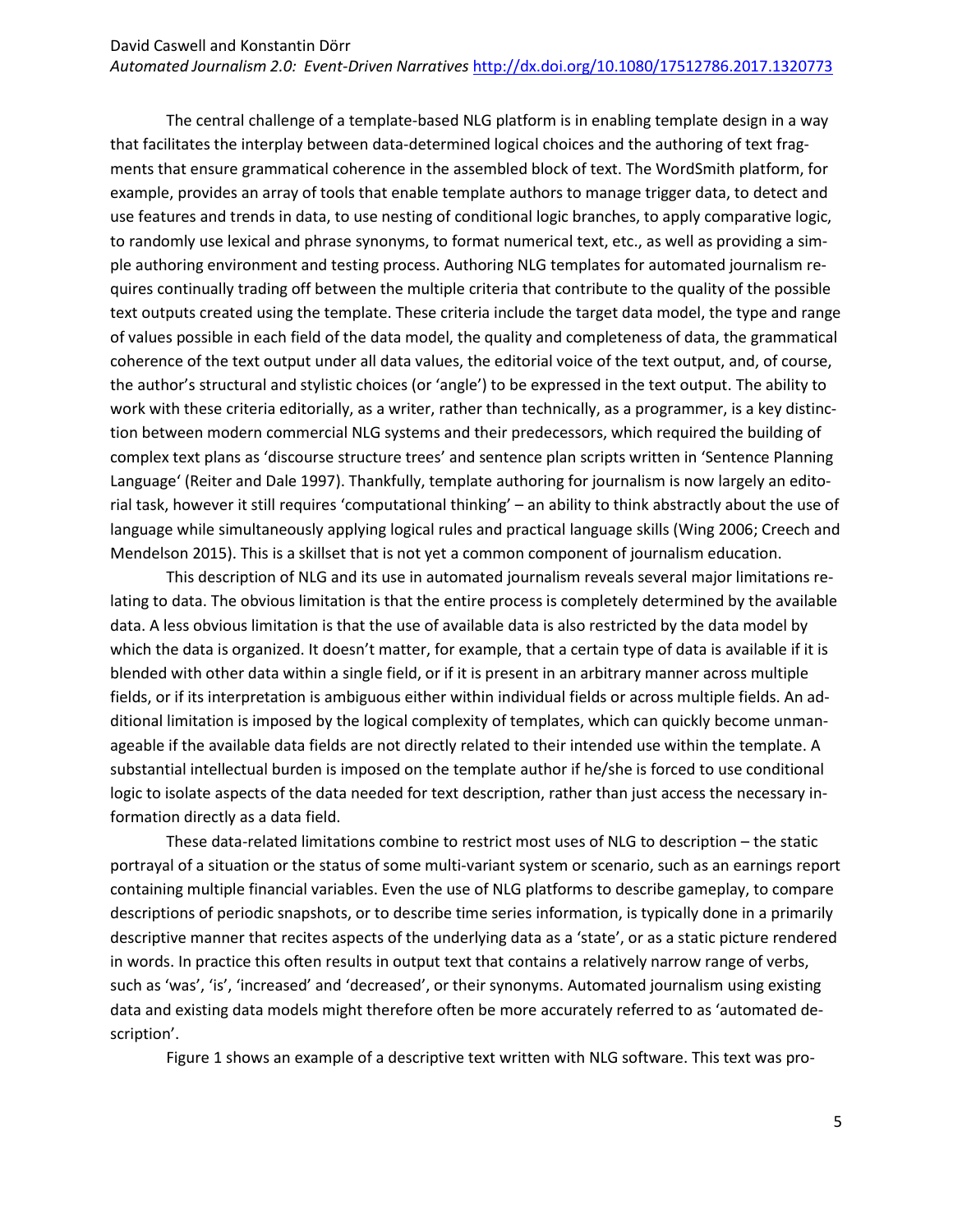The central challenge of a template-based NLG platform is in enabling template design in a way that facilitates the interplay between data-determined logical choices and the authoring of text fragments that ensure grammatical coherence in the assembled block of text. The WordSmith platform, for example, provides an array of tools that enable template authors to manage trigger data, to detect and use features and trends in data, to use nesting of conditional logic branches, to apply comparative logic, to randomly use lexical and phrase synonyms, to format numerical text, etc., as well as providing a simple authoring environment and testing process. Authoring NLG templates for automated journalism requires continually trading off between the multiple criteria that contribute to the quality of the possible text outputs created using the template. These criteria include the target data model, the type and range of values possible in each field of the data model, the quality and completeness of data, the grammatical coherence of the text output under all data values, the editorial voice of the text output, and, of course, the author's structural and stylistic choices (or 'angle') to be expressed in the text output. The ability to work with these criteria editorially, as a writer, rather than technically, as a programmer, is a key distinction between modern commercial NLG systems and their predecessors, which required the building of complex text plans as 'discourse structure trees' and sentence plan scripts written in 'Sentence Planning Language' (Reiter and Dale 1997). Thankfully, template authoring for journalism is now largely an editorial task, however it still requires 'computational thinking' – an ability to think abstractly about the use of language while simultaneously applying logical rules and practical language skills (Wing 2006; Creech and Mendelson 2015). This is a skillset that is not yet a common component of journalism education.

This description of NLG and its use in automated journalism reveals several major limitations relating to data. The obvious limitation is that the entire process is completely determined by the available data. A less obvious limitation is that the use of available data is also restricted by the data model by which the data is organized. It doesn't matter, for example, that a certain type of data is available if it is blended with other data within a single field, or if it is present in an arbitrary manner across multiple fields, or if its interpretation is ambiguous either within individual fields or across multiple fields. An additional limitation is imposed by the logical complexity of templates, which can quickly become unmanageable if the available data fields are not directly related to their intended use within the template. A substantial intellectual burden is imposed on the template author if he/she is forced to use conditional logic to isolate aspects of the data needed for text description, rather than just access the necessary information directly as a data field.

These data-related limitations combine to restrict most uses of NLG to description – the static portrayal of a situation or the status of some multi-variant system or scenario, such as an earnings report containing multiple financial variables. Even the use of NLG platforms to describe gameplay, to compare descriptions of periodic snapshots, or to describe time series information, is typically done in a primarily descriptive manner that recites aspects of the underlying data as a 'state', or as a static picture rendered in words. In practice this often results in output text that contains a relatively narrow range of verbs, such as 'was', 'is', 'increased' and 'decreased', or their synonyms. Automated journalism using existing data and existing data models might therefore often be more accurately referred to as 'automated description'.

Figure 1 shows an example of a descriptive text written with NLG software. This text was pro-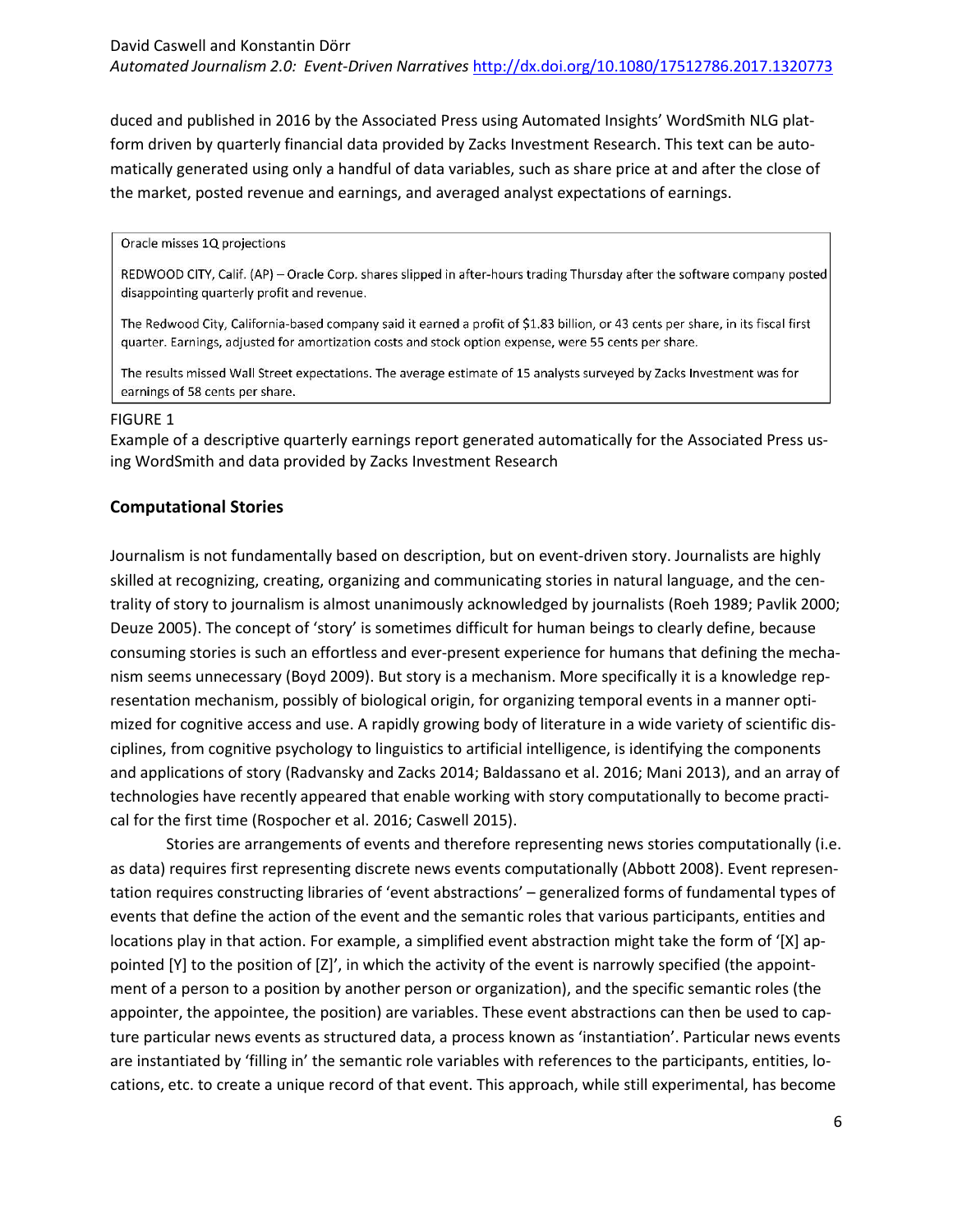duced and published in 2016 by the Associated Press using Automated Insights' WordSmith NLG platform driven by quarterly financial data provided by Zacks Investment Research. This text can be automatically generated using only a handful of data variables, such as share price at and after the close of the market, posted revenue and earnings, and averaged analyst expectations of earnings.

> Oracle misses 1Q projections
>
> REDWOOD CITY, Calif. (AP) – Oracle Corp. shares slipped in after-hours trading Thursday after the software company posted disappointing quarterly profit and revenue.
>
> The Redwood City, California-based company said it earned a profit of $1.83 billion, or 43 cents per share, in its fiscal first quarter. Earnings, adjusted for amortization costs and stock option expense, were 55 cents per share.
>
> The results missed Wall Street expectations. The average estimate of 15 analysts surveyed by Zacks Investment was for earnings of 58 cents per share.

FIGURE 1
Example of a descriptive quarterly earnings report generated automatically for the Associated Press using WordSmith and data provided by Zacks Investment Research

## Computational Stories

Journalism is not fundamentally based on description, but on event-driven story. Journalists are highly skilled at recognizing, creating, organizing and communicating stories in natural language, and the centrality of story to journalism is almost unanimously acknowledged by journalists (Roeh 1989; Pavlik 2000; Deuze 2005). The concept of 'story' is sometimes difficult for human beings to clearly define, because consuming stories is such an effortless and ever-present experience for humans that defining the mechanism seems unnecessary (Boyd 2009). But story is a mechanism. More specifically it is a knowledge representation mechanism, possibly of biological origin, for organizing temporal events in a manner optimized for cognitive access and use. A rapidly growing body of literature in a wide variety of scientific disciplines, from cognitive psychology to linguistics to artificial intelligence, is identifying the components and applications of story (Radvansky and Zacks 2014; Baldassano et al. 2016; Mani 2013), and an array of technologies have recently appeared that enable working with story computationally to become practical for the first time (Rospocher et al. 2016; Caswell 2015).

Stories are arrangements of events and therefore representing news stories computationally (i.e. as data) requires first representing discrete news events computationally (Abbott 2008). Event representation requires constructing libraries of 'event abstractions' – generalized forms of fundamental types of events that define the action of the event and the semantic roles that various participants, entities and locations play in that action. For example, a simplified event abstraction might take the form of '[X] appointed [Y] to the position of [Z]', in which the activity of the event is narrowly specified (the appointment of a person to a position by another person or organization), and the specific semantic roles (the appointer, the appointee, the position) are variables. These event abstractions can then be used to capture particular news events as structured data, a process known as 'instantiation'. Particular news events are instantiated by 'filling in' the semantic role variables with references to the participants, entities, locations, etc. to create a unique record of that event. This approach, while still experimental, has become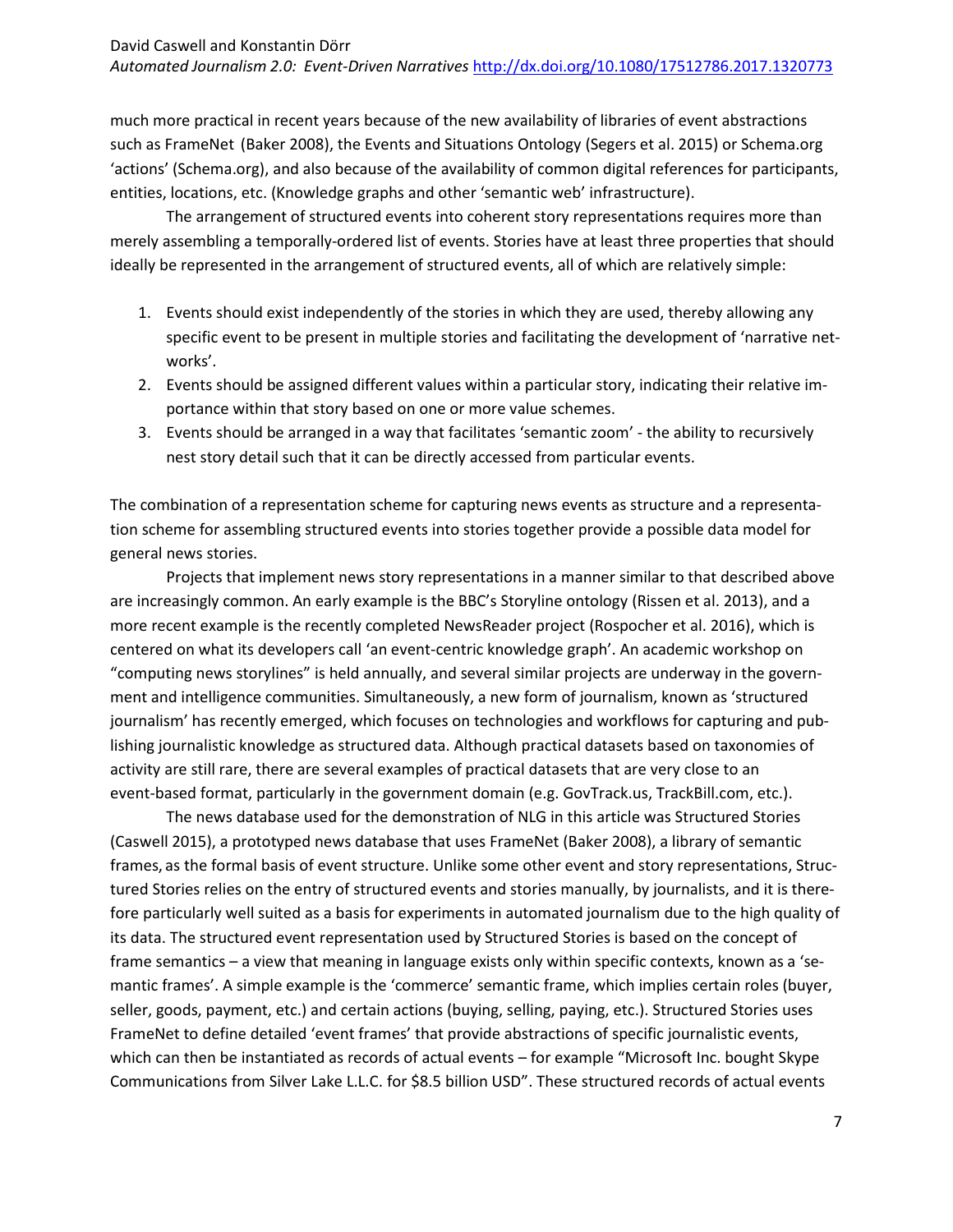much more practical in recent years because of the new availability of libraries of event abstractions such as FrameNet (Baker 2008), the Events and Situations Ontology (Segers et al. 2015) or Schema.org 'actions' (Schema.org), and also because of the availability of common digital references for participants, entities, locations, etc. (Knowledge graphs and other 'semantic web' infrastructure).

The arrangement of structured events into coherent story representations requires more than merely assembling a temporally-ordered list of events. Stories have at least three properties that should ideally be represented in the arrangement of structured events, all of which are relatively simple:

1. Events should exist independently of the stories in which they are used, thereby allowing any specific event to be present in multiple stories and facilitating the development of 'narrative networks'.
2. Events should be assigned different values within a particular story, indicating their relative importance within that story based on one or more value schemes.
3. Events should be arranged in a way that facilitates 'semantic zoom' - the ability to recursively nest story detail such that it can be directly accessed from particular events.

The combination of a representation scheme for capturing news events as structure and a representation scheme for assembling structured events into stories together provide a possible data model for general news stories.

Projects that implement news story representations in a manner similar to that described above are increasingly common. An early example is the BBC's Storyline ontology (Rissen et al. 2013), and a more recent example is the recently completed NewsReader project (Rospocher et al. 2016), which is centered on what its developers call 'an event-centric knowledge graph'. An academic workshop on "computing news storylines" is held annually, and several similar projects are underway in the government and intelligence communities. Simultaneously, a new form of journalism, known as 'structured journalism' has recently emerged, which focuses on technologies and workflows for capturing and publishing journalistic knowledge as structured data. Although practical datasets based on taxonomies of activity are still rare, there are several examples of practical datasets that are very close to an event-based format, particularly in the government domain (e.g. GovTrack.us, TrackBill.com, etc.).

The news database used for the demonstration of NLG in this article was Structured Stories (Caswell 2015), a prototyped news database that uses FrameNet (Baker 2008), a library of semantic frames, as the formal basis of event structure. Unlike some other event and story representations, Structured Stories relies on the entry of structured events and stories manually, by journalists, and it is therefore particularly well suited as a basis for experiments in automated journalism due to the high quality of its data. The structured event representation used by Structured Stories is based on the concept of frame semantics – a view that meaning in language exists only within specific contexts, known as a 'semantic frames'. A simple example is the 'commerce' semantic frame, which implies certain roles (buyer, seller, goods, payment, etc.) and certain actions (buying, selling, paying, etc.). Structured Stories uses FrameNet to define detailed 'event frames' that provide abstractions of specific journalistic events, which can then be instantiated as records of actual events – for example "Microsoft Inc. bought Skype Communications from Silver Lake L.L.C. for $8.5 billion USD". These structured records of actual events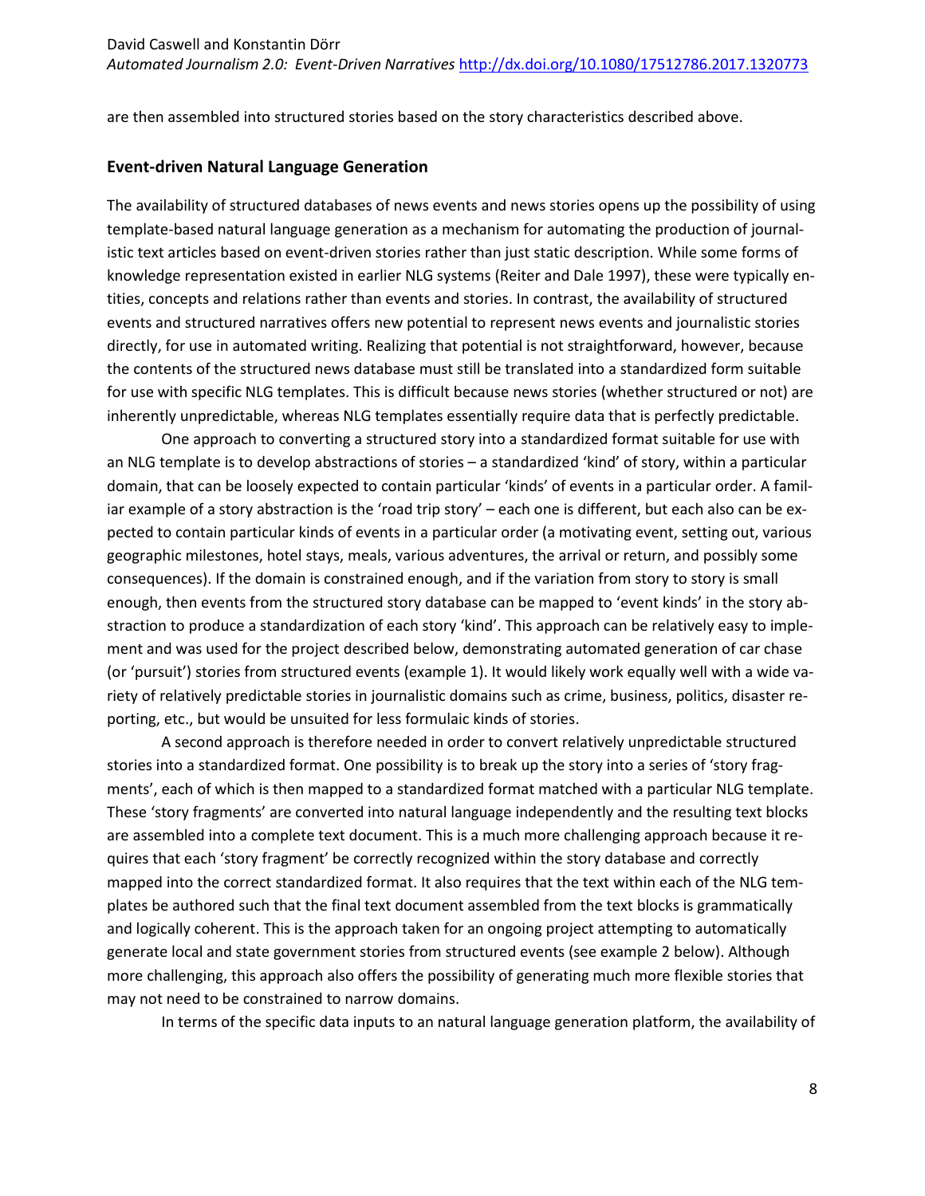are then assembled into structured stories based on the story characteristics described above.

## Event-driven Natural Language Generation

The availability of structured databases of news events and news stories opens up the possibility of using template-based natural language generation as a mechanism for automating the production of journalistic text articles based on event-driven stories rather than just static description. While some forms of knowledge representation existed in earlier NLG systems (Reiter and Dale 1997), these were typically entities, concepts and relations rather than events and stories. In contrast, the availability of structured events and structured narratives offers new potential to represent news events and journalistic stories directly, for use in automated writing. Realizing that potential is not straightforward, however, because the contents of the structured news database must still be translated into a standardized form suitable for use with specific NLG templates. This is difficult because news stories (whether structured or not) are inherently unpredictable, whereas NLG templates essentially require data that is perfectly predictable.

One approach to converting a structured story into a standardized format suitable for use with an NLG template is to develop abstractions of stories – a standardized 'kind' of story, within a particular domain, that can be loosely expected to contain particular 'kinds' of events in a particular order. A familiar example of a story abstraction is the 'road trip story' – each one is different, but each also can be expected to contain particular kinds of events in a particular order (a motivating event, setting out, various geographic milestones, hotel stays, meals, various adventures, the arrival or return, and possibly some consequences). If the domain is constrained enough, and if the variation from story to story is small enough, then events from the structured story database can be mapped to 'event kinds' in the story abstraction to produce a standardization of each story 'kind'. This approach can be relatively easy to implement and was used for the project described below, demonstrating automated generation of car chase (or 'pursuit') stories from structured events (example 1). It would likely work equally well with a wide variety of relatively predictable stories in journalistic domains such as crime, business, politics, disaster reporting, etc., but would be unsuited for less formulaic kinds of stories.

A second approach is therefore needed in order to convert relatively unpredictable structured stories into a standardized format. One possibility is to break up the story into a series of 'story fragments', each of which is then mapped to a standardized format matched with a particular NLG template. These 'story fragments' are converted into natural language independently and the resulting text blocks are assembled into a complete text document. This is a much more challenging approach because it requires that each 'story fragment' be correctly recognized within the story database and correctly mapped into the correct standardized format. It also requires that the text within each of the NLG templates be authored such that the final text document assembled from the text blocks is grammatically and logically coherent. This is the approach taken for an ongoing project attempting to automatically generate local and state government stories from structured events (see example 2 below). Although more challenging, this approach also offers the possibility of generating much more flexible stories that may not need to be constrained to narrow domains.

In terms of the specific data inputs to an natural language generation platform, the availability of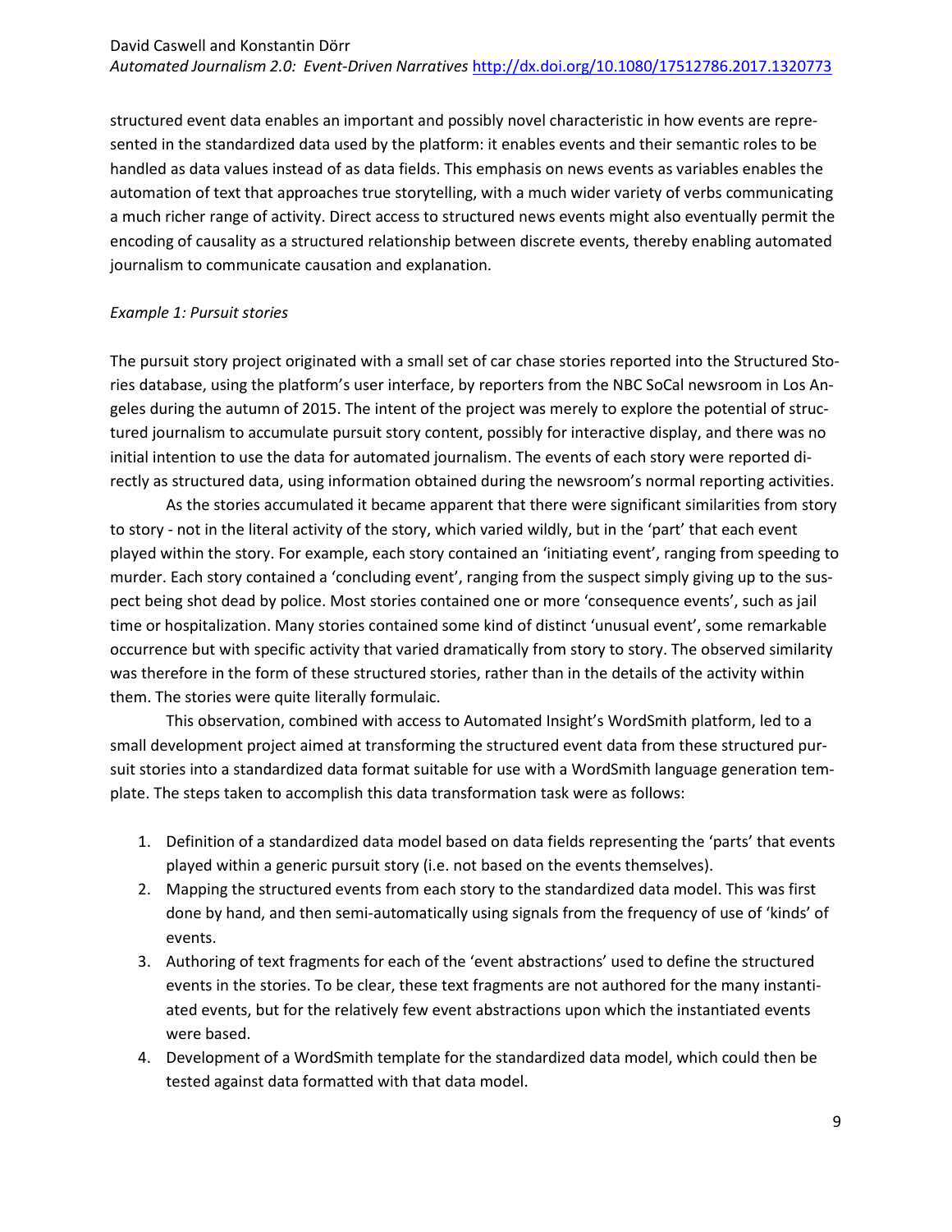structured event data enables an important and possibly novel characteristic in how events are represented in the standardized data used by the platform: it enables events and their semantic roles to be handled as data values instead of as data fields. This emphasis on news events as variables enables the automation of text that approaches true storytelling, with a much wider variety of verbs communicating a much richer range of activity. Direct access to structured news events might also eventually permit the encoding of causality as a structured relationship between discrete events, thereby enabling automated journalism to communicate causation and explanation.

*Example 1: Pursuit stories*

The pursuit story project originated with a small set of car chase stories reported into the Structured Stories database, using the platform's user interface, by reporters from the NBC SoCal newsroom in Los Angeles during the autumn of 2015. The intent of the project was merely to explore the potential of structured journalism to accumulate pursuit story content, possibly for interactive display, and there was no initial intention to use the data for automated journalism. The events of each story were reported directly as structured data, using information obtained during the newsroom's normal reporting activities.

As the stories accumulated it became apparent that there were significant similarities from story to story - not in the literal activity of the story, which varied wildly, but in the 'part' that each event played within the story. For example, each story contained an 'initiating event', ranging from speeding to murder. Each story contained a 'concluding event', ranging from the suspect simply giving up to the suspect being shot dead by police. Most stories contained one or more 'consequence events', such as jail time or hospitalization. Many stories contained some kind of distinct 'unusual event', some remarkable occurrence but with specific activity that varied dramatically from story to story. The observed similarity was therefore in the form of these structured stories, rather than in the details of the activity within them. The stories were quite literally formulaic.

This observation, combined with access to Automated Insight's WordSmith platform, led to a small development project aimed at transforming the structured event data from these structured pursuit stories into a standardized data format suitable for use with a WordSmith language generation template. The steps taken to accomplish this data transformation task were as follows:

1. Definition of a standardized data model based on data fields representing the 'parts' that events played within a generic pursuit story (i.e. not based on the events themselves).
2. Mapping the structured events from each story to the standardized data model. This was first done by hand, and then semi-automatically using signals from the frequency of use of 'kinds' of events.
3. Authoring of text fragments for each of the 'event abstractions' used to define the structured events in the stories. To be clear, these text fragments are not authored for the many instantiated events, but for the relatively few event abstractions upon which the instantiated events were based.
4. Development of a WordSmith template for the standardized data model, which could then be tested against data formatted with that data model.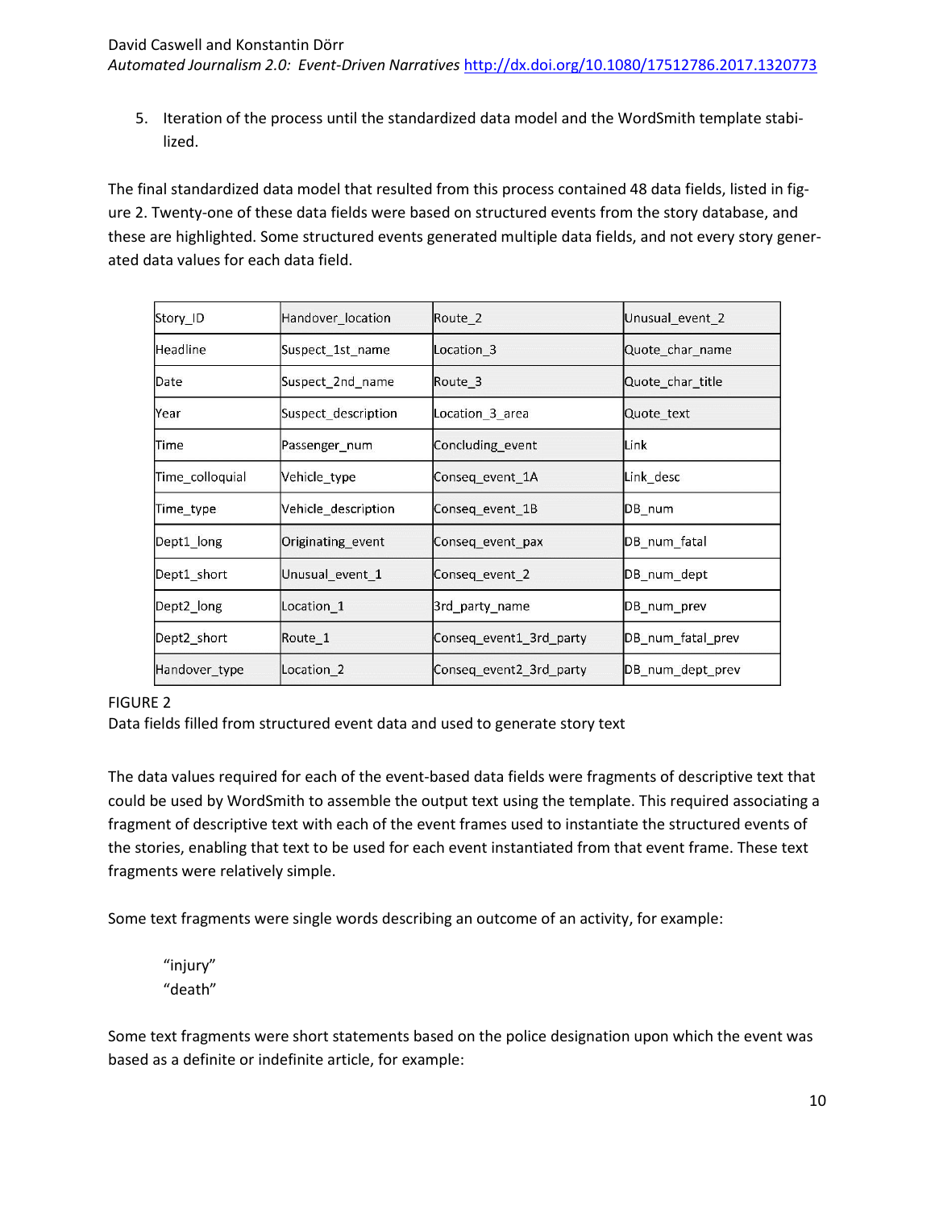5. Iteration of the process until the standardized data model and the WordSmith template stabilized.

The final standardized data model that resulted from this process contained 48 data fields, listed in figure 2. Twenty-one of these data fields were based on structured events from the story database, and these are highlighted. Some structured events generated multiple data fields, and not every story generated data values for each data field.

| Story_ID | Handover_location | Route_2 | Unusual_event_2 |
|---|---|---|---|
| Headline | Suspect_1st_name | Location_3 | Quote_char_name |
| Date | Suspect_2nd_name | Route_3 | Quote_char_title |
| Year | Suspect_description | Location_3_area | Quote_text |
| Time | Passenger_num | Concluding_event | Link |
| Time_colloquial | Vehicle_type | Conseq_event_1A | Link_desc |
| Time_type | Vehicle_description | Conseq_event_1B | DB_num |
| Dept1_long | Originating_event | Conseq_event_pax | DB_num_fatal |
| Dept1_short | Unusual_event_1 | Conseq_event_2 | DB_num_dept |
| Dept2_long | Location_1 | 3rd_party_name | DB_num_prev |
| Dept2_short | Route_1 | Conseq_event1_3rd_party | DB_num_fatal_prev |
| Handover_type | Location_2 | Conseq_event2_3rd_party | DB_num_dept_prev |

FIGURE 2
Data fields filled from structured event data and used to generate story text

The data values required for each of the event-based data fields were fragments of descriptive text that could be used by WordSmith to assemble the output text using the template. This required associating a fragment of descriptive text with each of the event frames used to instantiate the structured events of the stories, enabling that text to be used for each event instantiated from that event frame. These text fragments were relatively simple.

Some text fragments were single words describing an outcome of an activity, for example:

> "injury"
> "death"

Some text fragments were short statements based on the police designation upon which the event was based as a definite or indefinite article, for example: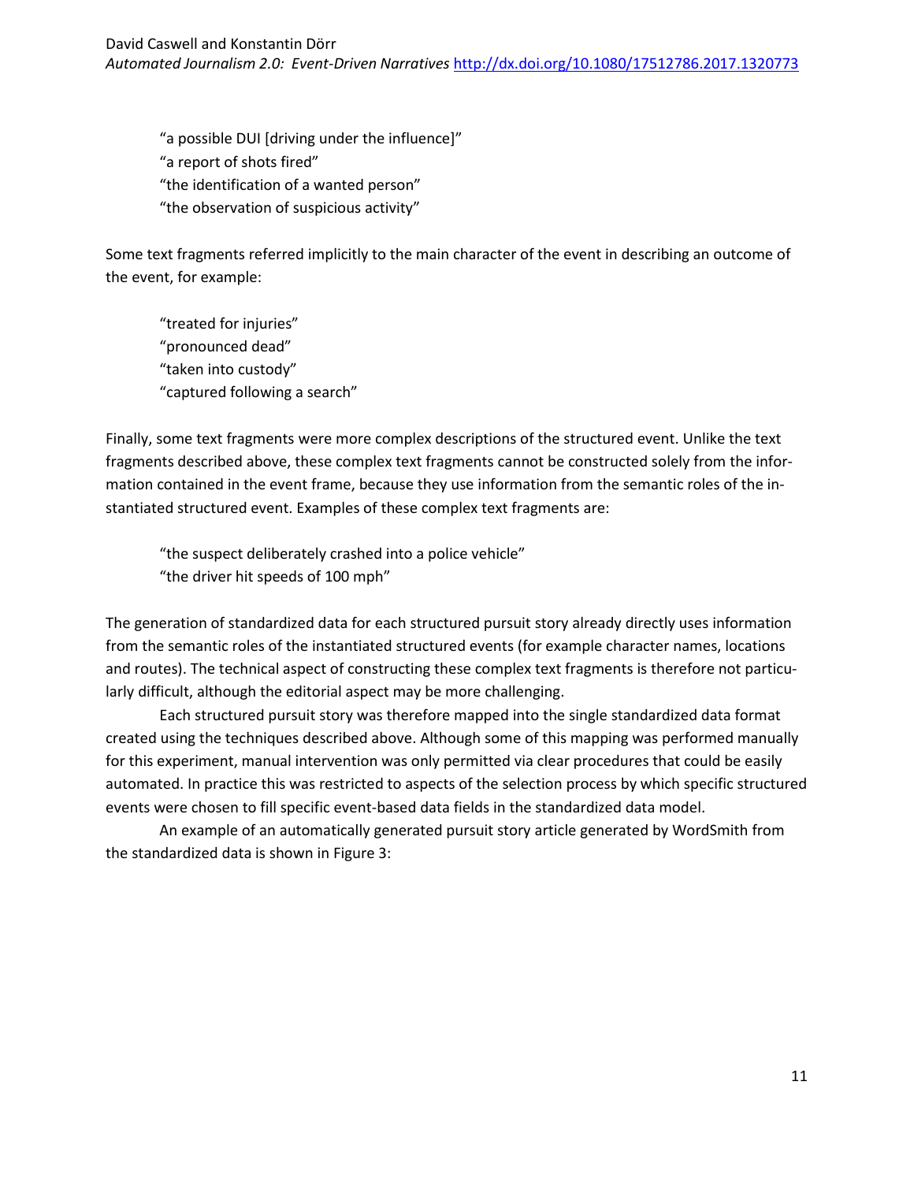> "a possible DUI [driving under the influence]"
> "a report of shots fired"
> "the identification of a wanted person"
> "the observation of suspicious activity"

Some text fragments referred implicitly to the main character of the event in describing an outcome of the event, for example:

> "treated for injuries"
> "pronounced dead"
> "taken into custody"
> "captured following a search"

Finally, some text fragments were more complex descriptions of the structured event. Unlike the text fragments described above, these complex text fragments cannot be constructed solely from the information contained in the event frame, because they use information from the semantic roles of the instantiated structured event. Examples of these complex text fragments are:

> "the suspect deliberately crashed into a police vehicle"
> "the driver hit speeds of 100 mph"

The generation of standardized data for each structured pursuit story already directly uses information from the semantic roles of the instantiated structured events (for example character names, locations and routes). The technical aspect of constructing these complex text fragments is therefore not particularly difficult, although the editorial aspect may be more challenging.

Each structured pursuit story was therefore mapped into the single standardized data format created using the techniques described above. Although some of this mapping was performed manually for this experiment, manual intervention was only permitted via clear procedures that could be easily automated. In practice this was restricted to aspects of the selection process by which specific structured events were chosen to fill specific event-based data fields in the standardized data model.

An example of an automatically generated pursuit story article generated by WordSmith from the standardized data is shown in Figure 3: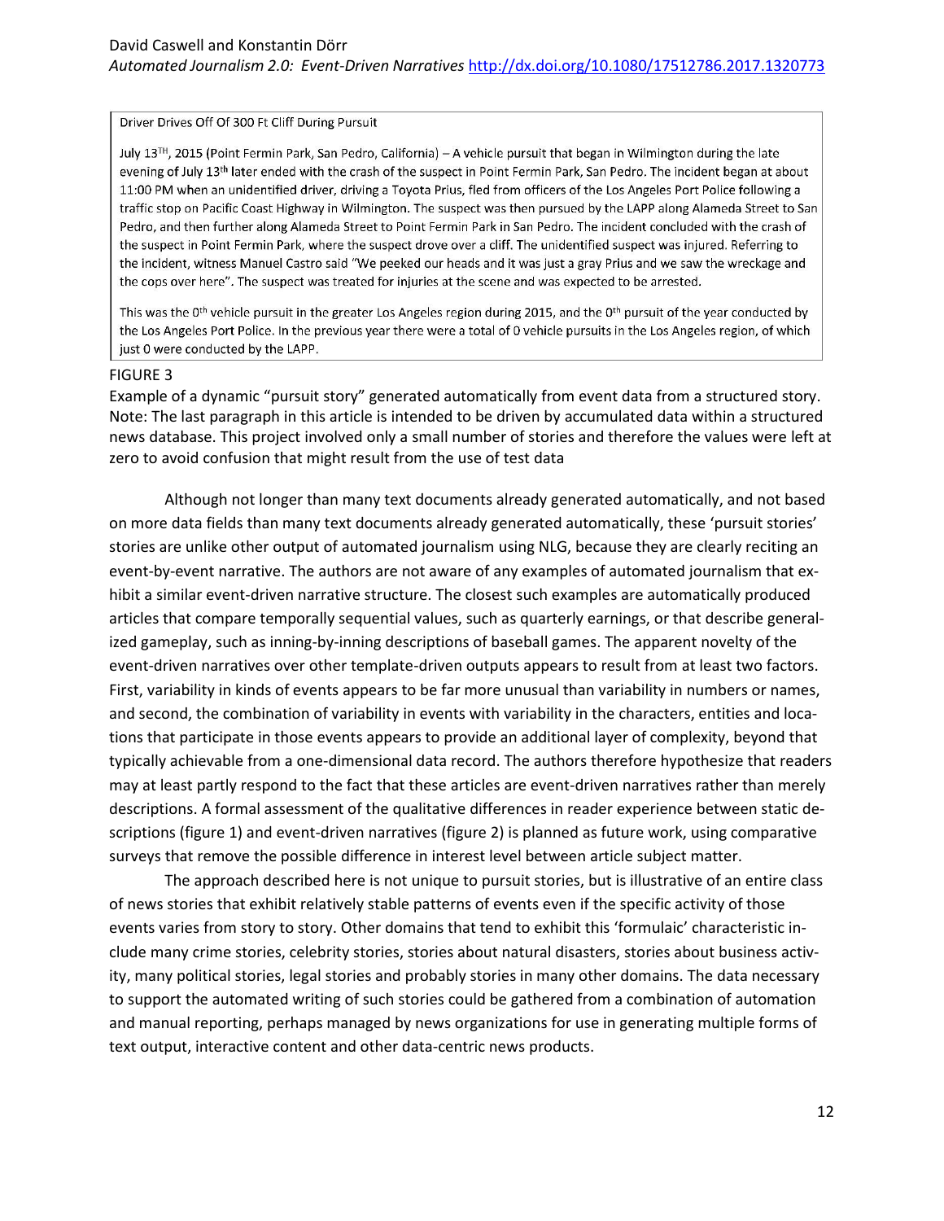Driver Drives Off Of 300 Ft Cliff During Pursuit

July 13TH, 2015 (Point Fermin Park, San Pedro, California) – A vehicle pursuit that began in Wilmington during the late evening of July 13th later ended with the crash of the suspect in Point Fermin Park, San Pedro. The incident began at about 11:00 PM when an unidentified driver, driving a Toyota Prius, fled from officers of the Los Angeles Port Police following a traffic stop on Pacific Coast Highway in Wilmington. The suspect was then pursued by the LAPP along Alameda Street to San Pedro, and then further along Alameda Street to Point Fermin Park in San Pedro. The incident concluded with the crash of the suspect in Point Fermin Park, where the suspect drove over a cliff. The unidentified suspect was injured. Referring to the incident, witness Manuel Castro said "We peeked our heads and it was just a gray Prius and we saw the wreckage and the cops over here". The suspect was treated for injuries at the scene and was expected to be arrested.

This was the 0th vehicle pursuit in the greater Los Angeles region during 2015, and the 0th pursuit of the year conducted by the Los Angeles Port Police. In the previous year there were a total of 0 vehicle pursuits in the Los Angeles region, of which just 0 were conducted by the LAPP.

FIGURE 3

Example of a dynamic "pursuit story" generated automatically from event data from a structured story. Note: The last paragraph in this article is intended to be driven by accumulated data within a structured news database. This project involved only a small number of stories and therefore the values were left at zero to avoid confusion that might result from the use of test data

Although not longer than many text documents already generated automatically, and not based on more data fields than many text documents already generated automatically, these 'pursuit stories' stories are unlike other output of automated journalism using NLG, because they are clearly reciting an event-by-event narrative. The authors are not aware of any examples of automated journalism that exhibit a similar event-driven narrative structure. The closest such examples are automatically produced articles that compare temporally sequential values, such as quarterly earnings, or that describe generalized gameplay, such as inning-by-inning descriptions of baseball games. The apparent novelty of the event-driven narratives over other template-driven outputs appears to result from at least two factors. First, variability in kinds of events appears to be far more unusual than variability in numbers or names, and second, the combination of variability in events with variability in the characters, entities and locations that participate in those events appears to provide an additional layer of complexity, beyond that typically achievable from a one-dimensional data record. The authors therefore hypothesize that readers may at least partly respond to the fact that these articles are event-driven narratives rather than merely descriptions. A formal assessment of the qualitative differences in reader experience between static descriptions (figure 1) and event-driven narratives (figure 2) is planned as future work, using comparative surveys that remove the possible difference in interest level between article subject matter.

The approach described here is not unique to pursuit stories, but is illustrative of an entire class of news stories that exhibit relatively stable patterns of events even if the specific activity of those events varies from story to story. Other domains that tend to exhibit this 'formulaic' characteristic include many crime stories, celebrity stories, stories about natural disasters, stories about business activity, many political stories, legal stories and probably stories in many other domains. The data necessary to support the automated writing of such stories could be gathered from a combination of automation and manual reporting, perhaps managed by news organizations for use in generating multiple forms of text output, interactive content and other data-centric news products.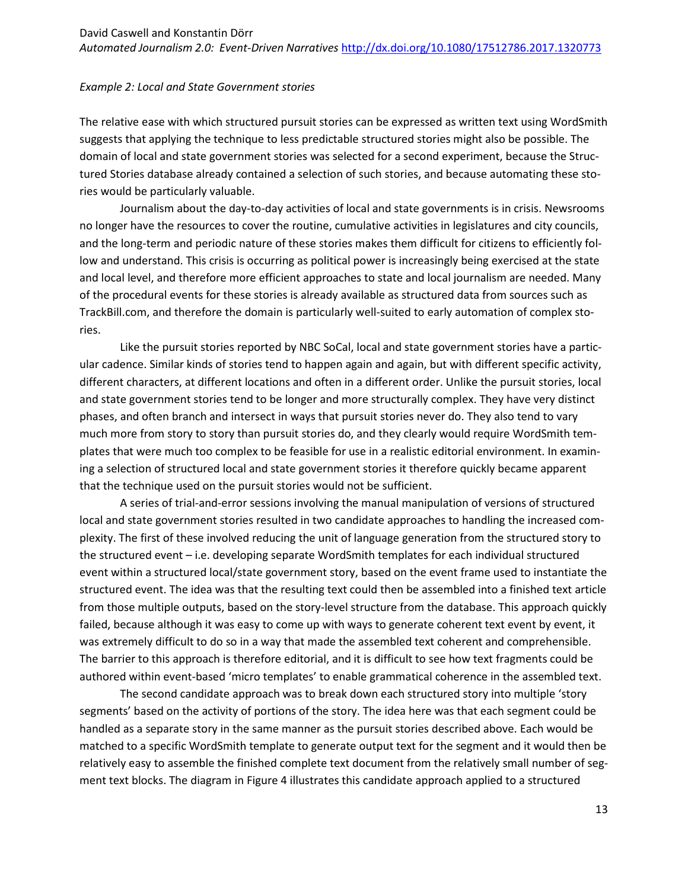*Example 2: Local and State Government stories*

The relative ease with which structured pursuit stories can be expressed as written text using WordSmith suggests that applying the technique to less predictable structured stories might also be possible. The domain of local and state government stories was selected for a second experiment, because the Structured Stories database already contained a selection of such stories, and because automating these stories would be particularly valuable.

Journalism about the day-to-day activities of local and state governments is in crisis. Newsrooms no longer have the resources to cover the routine, cumulative activities in legislatures and city councils, and the long-term and periodic nature of these stories makes them difficult for citizens to efficiently follow and understand. This crisis is occurring as political power is increasingly being exercised at the state and local level, and therefore more efficient approaches to state and local journalism are needed. Many of the procedural events for these stories is already available as structured data from sources such as TrackBill.com, and therefore the domain is particularly well-suited to early automation of complex stories.

Like the pursuit stories reported by NBC SoCal, local and state government stories have a particular cadence. Similar kinds of stories tend to happen again and again, but with different specific activity, different characters, at different locations and often in a different order. Unlike the pursuit stories, local and state government stories tend to be longer and more structurally complex. They have very distinct phases, and often branch and intersect in ways that pursuit stories never do. They also tend to vary much more from story to story than pursuit stories do, and they clearly would require WordSmith templates that were much too complex to be feasible for use in a realistic editorial environment. In examining a selection of structured local and state government stories it therefore quickly became apparent that the technique used on the pursuit stories would not be sufficient.

A series of trial-and-error sessions involving the manual manipulation of versions of structured local and state government stories resulted in two candidate approaches to handling the increased complexity. The first of these involved reducing the unit of language generation from the structured story to the structured event – i.e. developing separate WordSmith templates for each individual structured event within a structured local/state government story, based on the event frame used to instantiate the structured event. The idea was that the resulting text could then be assembled into a finished text article from those multiple outputs, based on the story-level structure from the database. This approach quickly failed, because although it was easy to come up with ways to generate coherent text event by event, it was extremely difficult to do so in a way that made the assembled text coherent and comprehensible. The barrier to this approach is therefore editorial, and it is difficult to see how text fragments could be authored within event-based 'micro templates' to enable grammatical coherence in the assembled text.

The second candidate approach was to break down each structured story into multiple 'story segments' based on the activity of portions of the story. The idea here was that each segment could be handled as a separate story in the same manner as the pursuit stories described above. Each would be matched to a specific WordSmith template to generate output text for the segment and it would then be relatively easy to assemble the finished complete text document from the relatively small number of segment text blocks. The diagram in Figure 4 illustrates this candidate approach applied to a structured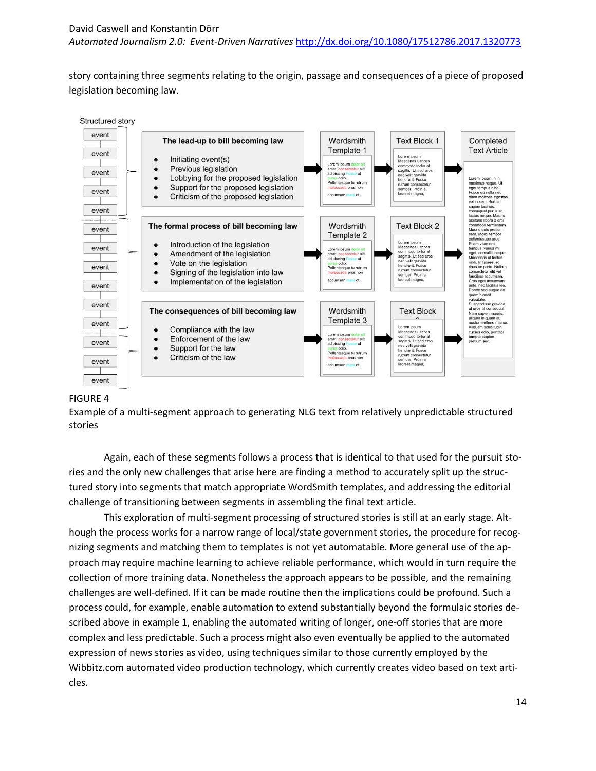story containing three segments relating to the origin, passage and consequences of a piece of proposed legislation becoming law.

FIGURE 4
Example of a multi-segment approach to generating NLG text from relatively unpredictable structured stories

Again, each of these segments follows a process that is identical to that used for the pursuit stories and the only new challenges that arise here are finding a method to accurately split up the structured story into segments that match appropriate WordSmith templates, and addressing the editorial challenge of transitioning between segments in assembling the final text article.

This exploration of multi-segment processing of structured stories is still at an early stage. Although the process works for a narrow range of local/state government stories, the procedure for recognizing segments and matching them to templates is not yet automatable. More general use of the approach may require machine learning to achieve reliable performance, which would in turn require the collection of more training data. Nonetheless the approach appears to be possible, and the remaining challenges are well-defined. If it can be made routine then the implications could be profound. Such a process could, for example, enable automation to extend substantially beyond the formulaic stories described above in example 1, enabling the automated writing of longer, one-off stories that are more complex and less predictable. Such a process might also even eventually be applied to the automated expression of news stories as video, using techniques similar to those currently employed by the Wibbitz.com automated video production technology, which currently creates video based on text articles.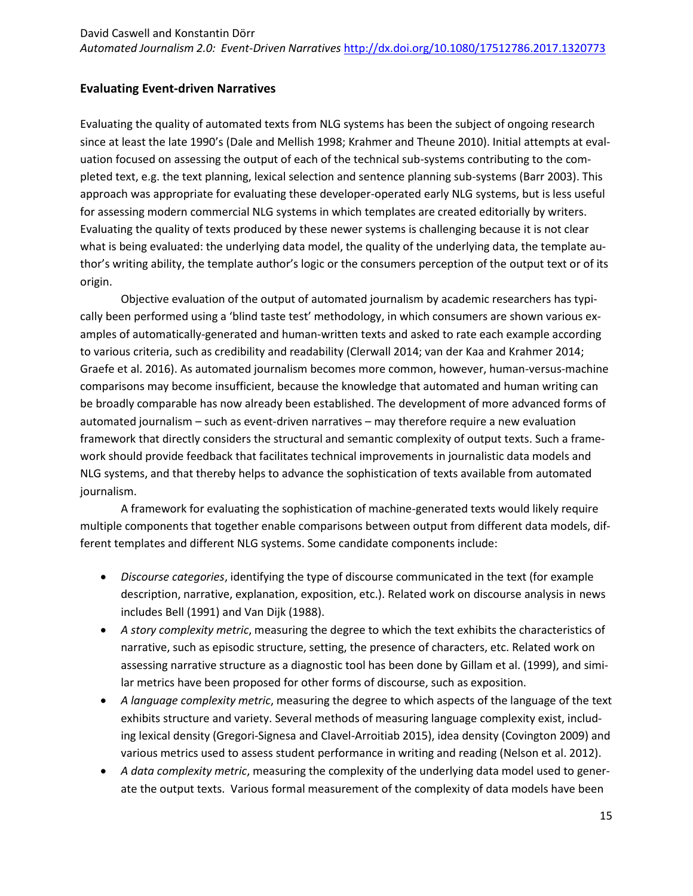## Evaluating Event-driven Narratives

Evaluating the quality of automated texts from NLG systems has been the subject of ongoing research since at least the late 1990's (Dale and Mellish 1998; Krahmer and Theune 2010). Initial attempts at evaluation focused on assessing the output of each of the technical sub-systems contributing to the completed text, e.g. the text planning, lexical selection and sentence planning sub-systems (Barr 2003). This approach was appropriate for evaluating these developer-operated early NLG systems, but is less useful for assessing modern commercial NLG systems in which templates are created editorially by writers. Evaluating the quality of texts produced by these newer systems is challenging because it is not clear what is being evaluated: the underlying data model, the quality of the underlying data, the template author's writing ability, the template author's logic or the consumers perception of the output text or of its origin.

Objective evaluation of the output of automated journalism by academic researchers has typically been performed using a 'blind taste test' methodology, in which consumers are shown various examples of automatically-generated and human-written texts and asked to rate each example according to various criteria, such as credibility and readability (Clerwall 2014; van der Kaa and Krahmer 2014; Graefe et al. 2016). As automated journalism becomes more common, however, human-versus-machine comparisons may become insufficient, because the knowledge that automated and human writing can be broadly comparable has now already been established. The development of more advanced forms of automated journalism – such as event-driven narratives – may therefore require a new evaluation framework that directly considers the structural and semantic complexity of output texts. Such a framework should provide feedback that facilitates technical improvements in journalistic data models and NLG systems, and that thereby helps to advance the sophistication of texts available from automated journalism.

A framework for evaluating the sophistication of machine-generated texts would likely require multiple components that together enable comparisons between output from different data models, different templates and different NLG systems. Some candidate components include:

- *Discourse categories*, identifying the type of discourse communicated in the text (for example description, narrative, explanation, exposition, etc.). Related work on discourse analysis in news includes Bell (1991) and Van Dijk (1988).
- *A story complexity metric*, measuring the degree to which the text exhibits the characteristics of narrative, such as episodic structure, setting, the presence of characters, etc. Related work on assessing narrative structure as a diagnostic tool has been done by Gillam et al. (1999), and similar metrics have been proposed for other forms of discourse, such as exposition.
- *A language complexity metric*, measuring the degree to which aspects of the language of the text exhibits structure and variety. Several methods of measuring language complexity exist, including lexical density (Gregori-Signesa and Clavel-Arroitiab 2015), idea density (Covington 2009) and various metrics used to assess student performance in writing and reading (Nelson et al. 2012).
- *A data complexity metric*, measuring the complexity of the underlying data model used to generate the output texts. Various formal measurement of the complexity of data models have been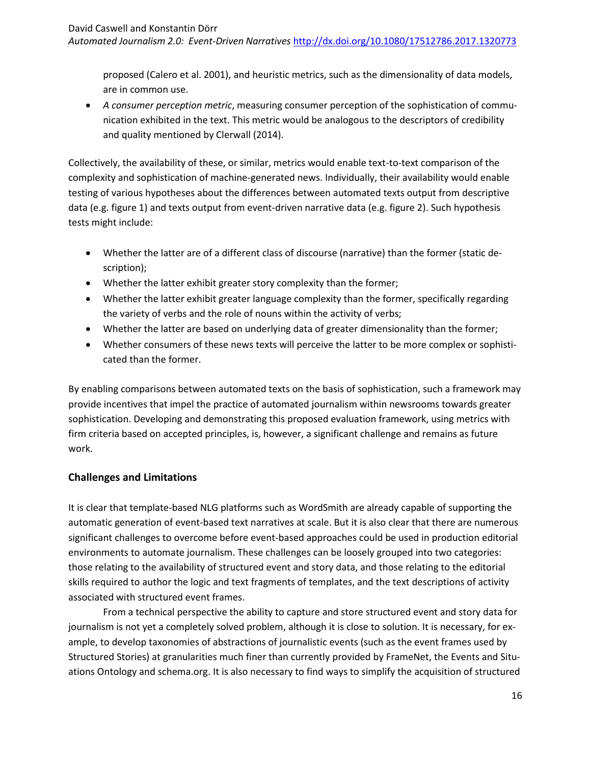proposed (Calero et al. 2001), and heuristic metrics, such as the dimensionality of data models, are in common use.

- *A consumer perception metric*, measuring consumer perception of the sophistication of communication exhibited in the text. This metric would be analogous to the descriptors of credibility and quality mentioned by Clerwall (2014).

Collectively, the availability of these, or similar, metrics would enable text-to-text comparison of the complexity and sophistication of machine-generated news. Individually, their availability would enable testing of various hypotheses about the differences between automated texts output from descriptive data (e.g. figure 1) and texts output from event-driven narrative data (e.g. figure 2). Such hypothesis tests might include:

- Whether the latter are of a different class of discourse (narrative) than the former (static description);
- Whether the latter exhibit greater story complexity than the former;
- Whether the latter exhibit greater language complexity than the former, specifically regarding the variety of verbs and the role of nouns within the activity of verbs;
- Whether the latter are based on underlying data of greater dimensionality than the former;
- Whether consumers of these news texts will perceive the latter to be more complex or sophisticated than the former.

By enabling comparisons between automated texts on the basis of sophistication, such a framework may provide incentives that impel the practice of automated journalism within newsrooms towards greater sophistication. Developing and demonstrating this proposed evaluation framework, using metrics with firm criteria based on accepted principles, is, however, a significant challenge and remains as future work.

## Challenges and Limitations

It is clear that template-based NLG platforms such as WordSmith are already capable of supporting the automatic generation of event-based text narratives at scale. But it is also clear that there are numerous significant challenges to overcome before event-based approaches could be used in production editorial environments to automate journalism. These challenges can be loosely grouped into two categories: those relating to the availability of structured event and story data, and those relating to the editorial skills required to author the logic and text fragments of templates, and the text descriptions of activity associated with structured event frames.

From a technical perspective the ability to capture and store structured event and story data for journalism is not yet a completely solved problem, although it is close to solution. It is necessary, for example, to develop taxonomies of abstractions of journalistic events (such as the event frames used by Structured Stories) at granularities much finer than currently provided by FrameNet, the Events and Situations Ontology and schema.org. It is also necessary to find ways to simplify the acquisition of structured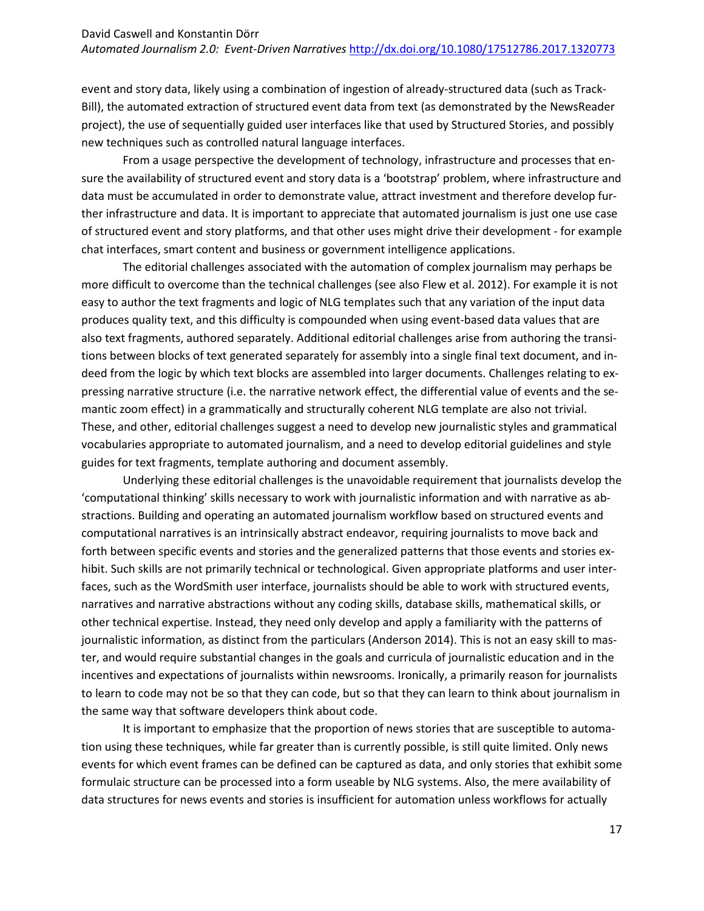event and story data, likely using a combination of ingestion of already-structured data (such as Track-Bill), the automated extraction of structured event data from text (as demonstrated by the NewsReader project), the use of sequentially guided user interfaces like that used by Structured Stories, and possibly new techniques such as controlled natural language interfaces.

From a usage perspective the development of technology, infrastructure and processes that ensure the availability of structured event and story data is a 'bootstrap' problem, where infrastructure and data must be accumulated in order to demonstrate value, attract investment and therefore develop further infrastructure and data. It is important to appreciate that automated journalism is just one use case of structured event and story platforms, and that other uses might drive their development - for example chat interfaces, smart content and business or government intelligence applications.

The editorial challenges associated with the automation of complex journalism may perhaps be more difficult to overcome than the technical challenges (see also Flew et al. 2012). For example it is not easy to author the text fragments and logic of NLG templates such that any variation of the input data produces quality text, and this difficulty is compounded when using event-based data values that are also text fragments, authored separately. Additional editorial challenges arise from authoring the transitions between blocks of text generated separately for assembly into a single final text document, and indeed from the logic by which text blocks are assembled into larger documents. Challenges relating to expressing narrative structure (i.e. the narrative network effect, the differential value of events and the semantic zoom effect) in a grammatically and structurally coherent NLG template are also not trivial. These, and other, editorial challenges suggest a need to develop new journalistic styles and grammatical vocabularies appropriate to automated journalism, and a need to develop editorial guidelines and style guides for text fragments, template authoring and document assembly.

Underlying these editorial challenges is the unavoidable requirement that journalists develop the 'computational thinking' skills necessary to work with journalistic information and with narrative as abstractions. Building and operating an automated journalism workflow based on structured events and computational narratives is an intrinsically abstract endeavor, requiring journalists to move back and forth between specific events and stories and the generalized patterns that those events and stories exhibit. Such skills are not primarily technical or technological. Given appropriate platforms and user interfaces, such as the WordSmith user interface, journalists should be able to work with structured events, narratives and narrative abstractions without any coding skills, database skills, mathematical skills, or other technical expertise. Instead, they need only develop and apply a familiarity with the patterns of journalistic information, as distinct from the particulars (Anderson 2014). This is not an easy skill to master, and would require substantial changes in the goals and curricula of journalistic education and in the incentives and expectations of journalists within newsrooms. Ironically, a primarily reason for journalists to learn to code may not be so that they can code, but so that they can learn to think about journalism in the same way that software developers think about code.

It is important to emphasize that the proportion of news stories that are susceptible to automation using these techniques, while far greater than is currently possible, is still quite limited. Only news events for which event frames can be defined can be captured as data, and only stories that exhibit some formulaic structure can be processed into a form useable by NLG systems. Also, the mere availability of data structures for news events and stories is insufficient for automation unless workflows for actually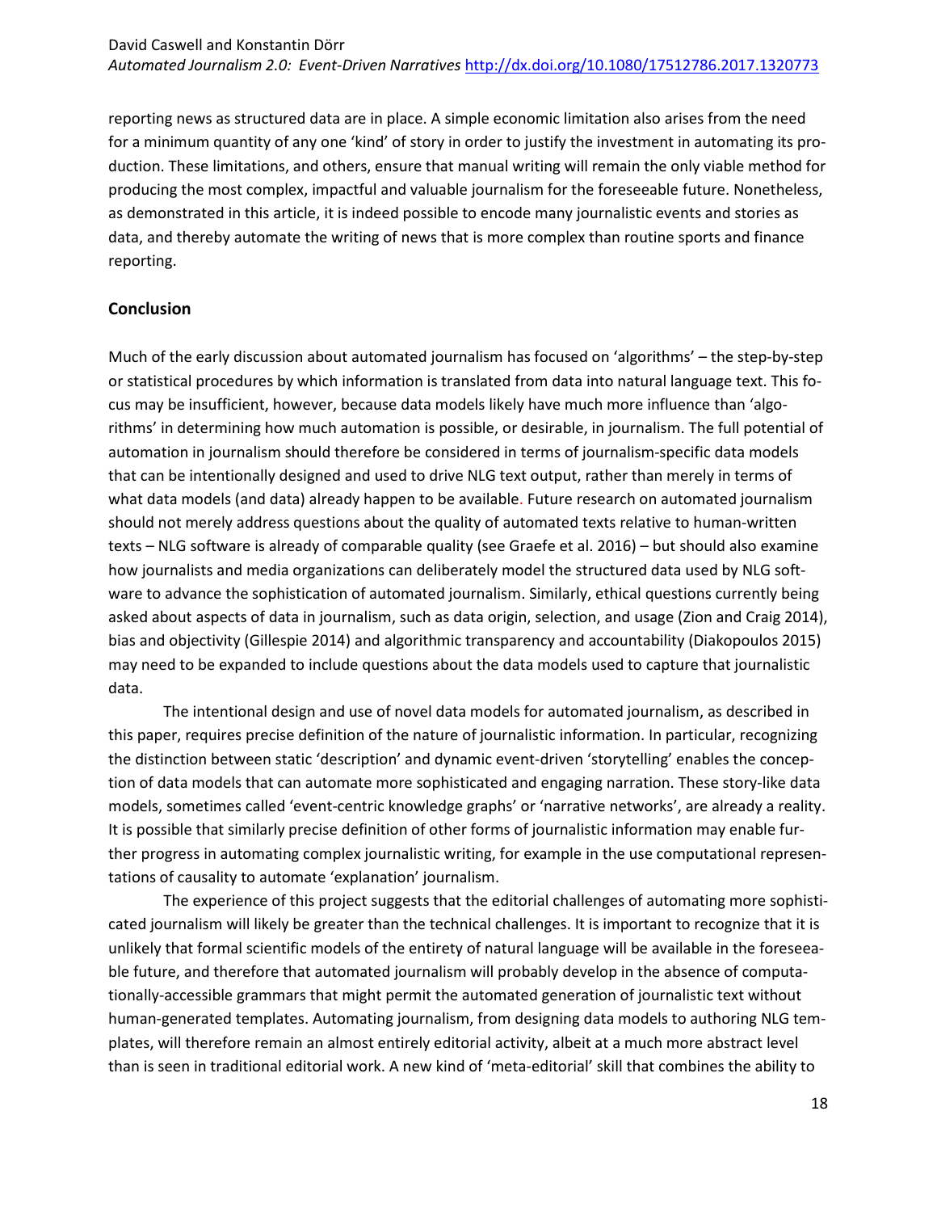reporting news as structured data are in place. A simple economic limitation also arises from the need for a minimum quantity of any one 'kind' of story in order to justify the investment in automating its production. These limitations, and others, ensure that manual writing will remain the only viable method for producing the most complex, impactful and valuable journalism for the foreseeable future. Nonetheless, as demonstrated in this article, it is indeed possible to encode many journalistic events and stories as data, and thereby automate the writing of news that is more complex than routine sports and finance reporting.

## Conclusion

Much of the early discussion about automated journalism has focused on 'algorithms' – the step-by-step or statistical procedures by which information is translated from data into natural language text. This focus may be insufficient, however, because data models likely have much more influence than 'algorithms' in determining how much automation is possible, or desirable, in journalism. The full potential of automation in journalism should therefore be considered in terms of journalism-specific data models that can be intentionally designed and used to drive NLG text output, rather than merely in terms of what data models (and data) already happen to be available. Future research on automated journalism should not merely address questions about the quality of automated texts relative to human-written texts – NLG software is already of comparable quality (see Graefe et al. 2016) – but should also examine how journalists and media organizations can deliberately model the structured data used by NLG software to advance the sophistication of automated journalism. Similarly, ethical questions currently being asked about aspects of data in journalism, such as data origin, selection, and usage (Zion and Craig 2014), bias and objectivity (Gillespie 2014) and algorithmic transparency and accountability (Diakopoulos 2015) may need to be expanded to include questions about the data models used to capture that journalistic data.

The intentional design and use of novel data models for automated journalism, as described in this paper, requires precise definition of the nature of journalistic information. In particular, recognizing the distinction between static 'description' and dynamic event-driven 'storytelling' enables the conception of data models that can automate more sophisticated and engaging narration. These story-like data models, sometimes called 'event-centric knowledge graphs' or 'narrative networks', are already a reality. It is possible that similarly precise definition of other forms of journalistic information may enable further progress in automating complex journalistic writing, for example in the use computational representations of causality to automate 'explanation' journalism.

The experience of this project suggests that the editorial challenges of automating more sophisticated journalism will likely be greater than the technical challenges. It is important to recognize that it is unlikely that formal scientific models of the entirety of natural language will be available in the foreseeable future, and therefore that automated journalism will probably develop in the absence of computationally-accessible grammars that might permit the automated generation of journalistic text without human-generated templates. Automating journalism, from designing data models to authoring NLG templates, will therefore remain an almost entirely editorial activity, albeit at a much more abstract level than is seen in traditional editorial work. A new kind of 'meta-editorial' skill that combines the ability to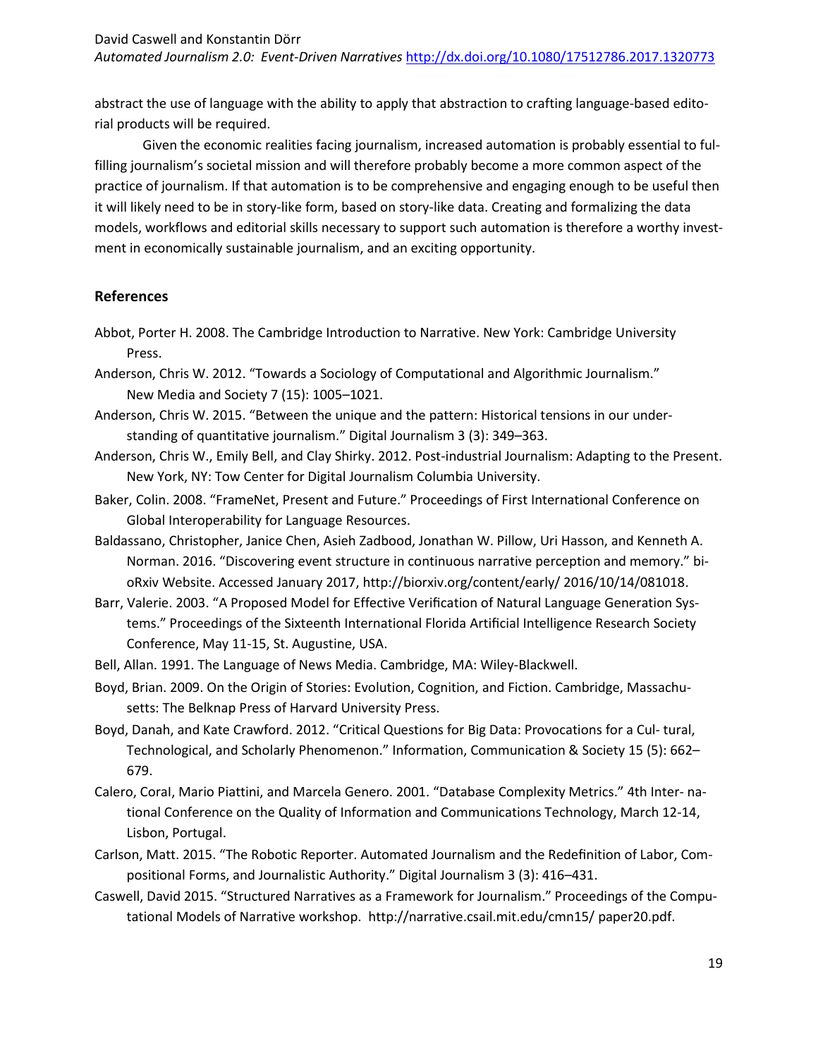abstract the use of language with the ability to apply that abstraction to crafting language-based editorial products will be required.

Given the economic realities facing journalism, increased automation is probably essential to fulfilling journalism's societal mission and will therefore probably become a more common aspect of the practice of journalism. If that automation is to be comprehensive and engaging enough to be useful then it will likely need to be in story-like form, based on story-like data. Creating and formalizing the data models, workflows and editorial skills necessary to support such automation is therefore a worthy investment in economically sustainable journalism, and an exciting opportunity.

## References

Abbot, Porter H. 2008. The Cambridge Introduction to Narrative. New York: Cambridge University Press.

Anderson, Chris W. 2012. "Towards a Sociology of Computational and Algorithmic Journalism." New Media and Society 7 (15): 1005–1021.

Anderson, Chris W. 2015. "Between the unique and the pattern: Historical tensions in our understanding of quantitative journalism." Digital Journalism 3 (3): 349–363.

Anderson, Chris W., Emily Bell, and Clay Shirky. 2012. Post-industrial Journalism: Adapting to the Present. New York, NY: Tow Center for Digital Journalism Columbia University.

Baker, Colin. 2008. "FrameNet, Present and Future." Proceedings of First International Conference on Global Interoperability for Language Resources.

Baldassano, Christopher, Janice Chen, Asieh Zadbood, Jonathan W. Pillow, Uri Hasson, and Kenneth A. Norman. 2016. "Discovering event structure in continuous narrative perception and memory." bioRxiv Website. Accessed January 2017, http://biorxiv.org/content/early/ 2016/10/14/081018.

Barr, Valerie. 2003. "A Proposed Model for Effective Verification of Natural Language Generation Systems." Proceedings of the Sixteenth International Florida Artificial Intelligence Research Society Conference, May 11-15, St. Augustine, USA.

Bell, Allan. 1991. The Language of News Media. Cambridge, MA: Wiley-Blackwell.

Boyd, Brian. 2009. On the Origin of Stories: Evolution, Cognition, and Fiction. Cambridge, Massachusetts: The Belknap Press of Harvard University Press.

Boyd, Danah, and Kate Crawford. 2012. "Critical Questions for Big Data: Provocations for a Cul- tural, Technological, and Scholarly Phenomenon." Information, Communication & Society 15 (5): 662–679.

Calero, CoraI, Mario Piattini, and Marcela Genero. 2001. "Database Complexity Metrics." 4th Inter- national Conference on the Quality of Information and Communications Technology, March 12-14, Lisbon, Portugal.

Carlson, Matt. 2015. "The Robotic Reporter. Automated Journalism and the Redefinition of Labor, Compositional Forms, and Journalistic Authority." Digital Journalism 3 (3): 416–431.

Caswell, David 2015. "Structured Narratives as a Framework for Journalism." Proceedings of the Computational Models of Narrative workshop. http://narrative.csail.mit.edu/cmn15/ paper20.pdf.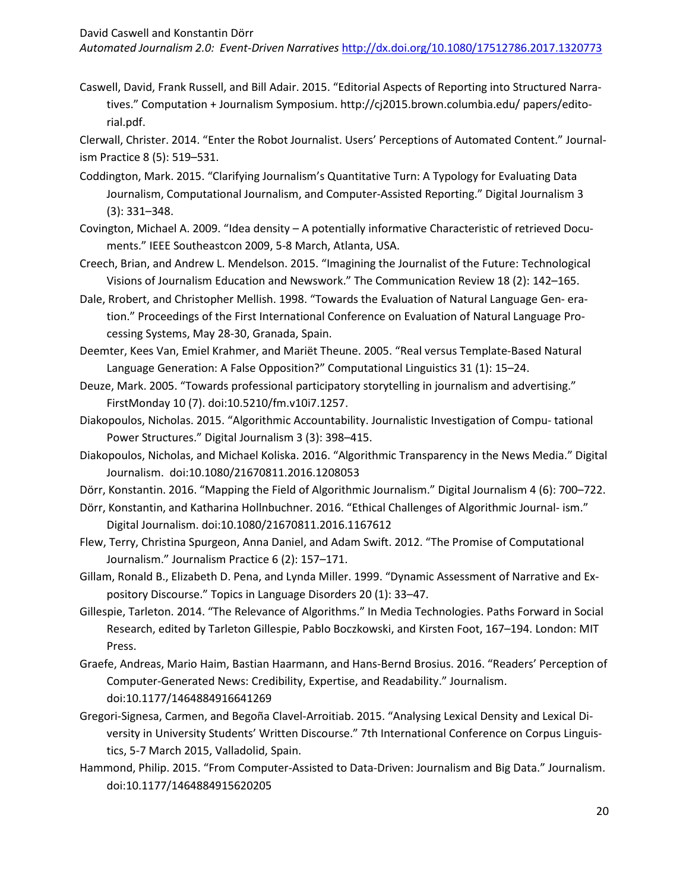Caswell, David, Frank Russell, and Bill Adair. 2015. "Editorial Aspects of Reporting into Structured Narratives." Computation + Journalism Symposium. http://cj2015.brown.columbia.edu/ papers/editorial.pdf.

Clerwall, Christer. 2014. "Enter the Robot Journalist. Users' Perceptions of Automated Content." Journalism Practice 8 (5): 519–531.

Coddington, Mark. 2015. "Clarifying Journalism's Quantitative Turn: A Typology for Evaluating Data Journalism, Computational Journalism, and Computer-Assisted Reporting." Digital Journalism 3 (3): 331–348.

Covington, Michael A. 2009. "Idea density – A potentially informative Characteristic of retrieved Documents." IEEE Southeastcon 2009, 5-8 March, Atlanta, USA.

Creech, Brian, and Andrew L. Mendelson. 2015. "Imagining the Journalist of the Future: Technological Visions of Journalism Education and Newswork." The Communication Review 18 (2): 142–165.

Dale, Rrobert, and Christopher Mellish. 1998. "Towards the Evaluation of Natural Language Gen- eration." Proceedings of the First International Conference on Evaluation of Natural Language Processing Systems, May 28-30, Granada, Spain.

Deemter, Kees Van, Emiel Krahmer, and Mariët Theune. 2005. "Real versus Template-Based Natural Language Generation: A False Opposition?" Computational Linguistics 31 (1): 15–24.

Deuze, Mark. 2005. "Towards professional participatory storytelling in journalism and advertising." FirstMonday 10 (7). doi:10.5210/fm.v10i7.1257.

Diakopoulos, Nicholas. 2015. "Algorithmic Accountability. Journalistic Investigation of Compu- tational Power Structures." Digital Journalism 3 (3): 398–415.

Diakopoulos, Nicholas, and Michael Koliska. 2016. "Algorithmic Transparency in the News Media." Digital Journalism. doi:10.1080/21670811.2016.1208053

Dörr, Konstantin. 2016. "Mapping the Field of Algorithmic Journalism." Digital Journalism 4 (6): 700–722.

Dörr, Konstantin, and Katharina Hollnbuchner. 2016. "Ethical Challenges of Algorithmic Journal- ism." Digital Journalism. doi:10.1080/21670811.2016.1167612

Flew, Terry, Christina Spurgeon, Anna Daniel, and Adam Swift. 2012. "The Promise of Computational Journalism." Journalism Practice 6 (2): 157–171.

Gillam, Ronald B., Elizabeth D. Pena, and Lynda Miller. 1999. "Dynamic Assessment of Narrative and Expository Discourse." Topics in Language Disorders 20 (1): 33–47.

Gillespie, Tarleton. 2014. "The Relevance of Algorithms." In Media Technologies. Paths Forward in Social Research, edited by Tarleton Gillespie, Pablo Boczkowski, and Kirsten Foot, 167–194. London: MIT Press.

Graefe, Andreas, Mario Haim, Bastian Haarmann, and Hans-Bernd Brosius. 2016. "Readers' Perception of Computer-Generated News: Credibility, Expertise, and Readability." Journalism. doi:10.1177/1464884916641269

Gregori-Signesa, Carmen, and Begoña Clavel-Arroitiab. 2015. "Analysing Lexical Density and Lexical Diversity in University Students' Written Discourse." 7th International Conference on Corpus Linguistics, 5-7 March 2015, Valladolid, Spain.

Hammond, Philip. 2015. "From Computer-Assisted to Data-Driven: Journalism and Big Data." Journalism. doi:10.1177/1464884915620205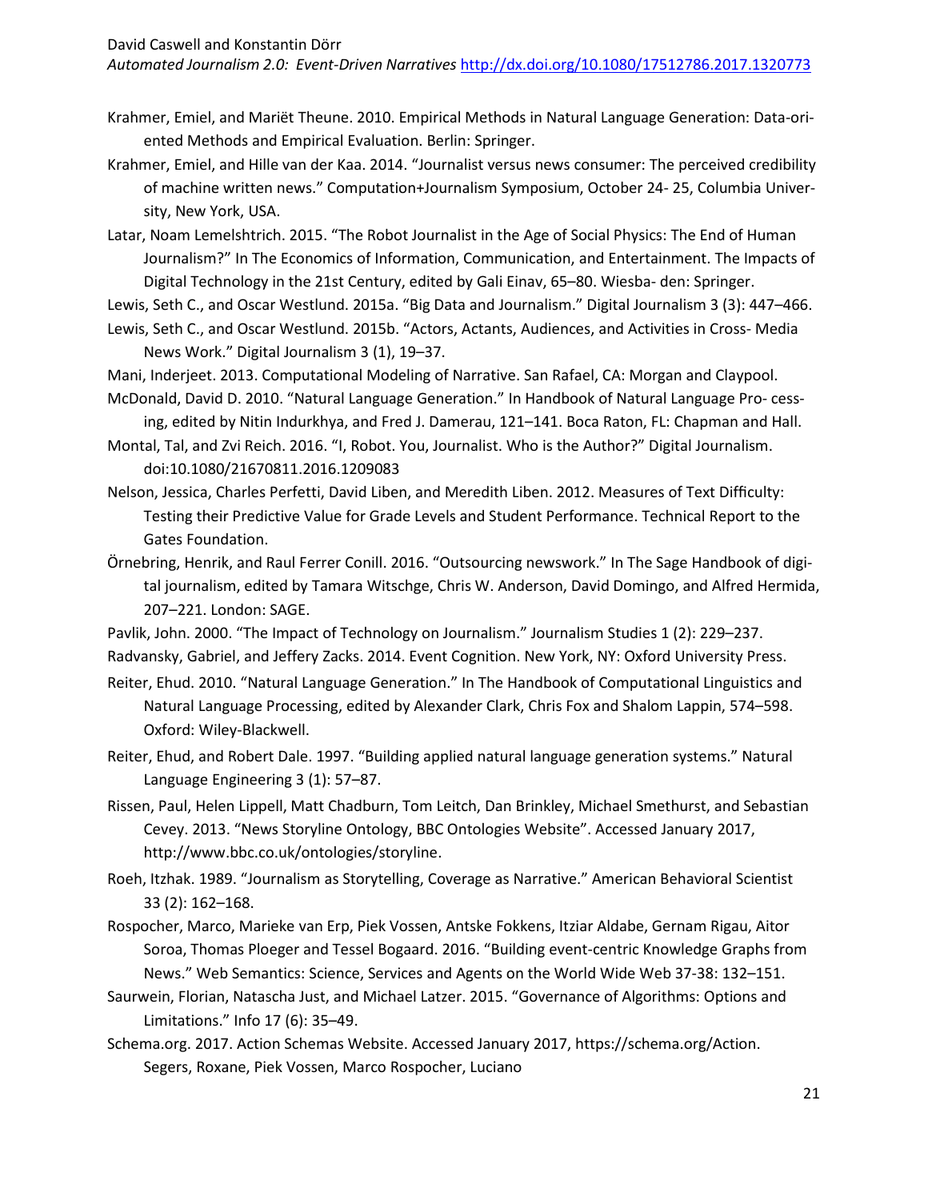Krahmer, Emiel, and Mariët Theune. 2010. Empirical Methods in Natural Language Generation: Data-oriented Methods and Empirical Evaluation. Berlin: Springer.

Krahmer, Emiel, and Hille van der Kaa. 2014. "Journalist versus news consumer: The perceived credibility of machine written news." Computation+Journalism Symposium, October 24- 25, Columbia University, New York, USA.

Latar, Noam Lemelshtrich. 2015. "The Robot Journalist in the Age of Social Physics: The End of Human Journalism?" In The Economics of Information, Communication, and Entertainment. The Impacts of Digital Technology in the 21st Century, edited by Gali Einav, 65–80. Wiesba- den: Springer.

Lewis, Seth C., and Oscar Westlund. 2015a. "Big Data and Journalism." Digital Journalism 3 (3): 447–466.

Lewis, Seth C., and Oscar Westlund. 2015b. "Actors, Actants, Audiences, and Activities in Cross- Media News Work." Digital Journalism 3 (1), 19–37.

Mani, Inderjeet. 2013. Computational Modeling of Narrative. San Rafael, CA: Morgan and Claypool.

McDonald, David D. 2010. "Natural Language Generation." In Handbook of Natural Language Pro- cessing, edited by Nitin Indurkhya, and Fred J. Damerau, 121–141. Boca Raton, FL: Chapman and Hall.

Montal, Tal, and Zvi Reich. 2016. "I, Robot. You, Journalist. Who is the Author?" Digital Journalism. doi:10.1080/21670811.2016.1209083

Nelson, Jessica, Charles Perfetti, David Liben, and Meredith Liben. 2012. Measures of Text Difficulty: Testing their Predictive Value for Grade Levels and Student Performance. Technical Report to the Gates Foundation.

Örnebring, Henrik, and Raul Ferrer Conill. 2016. "Outsourcing newswork." In The Sage Handbook of digital journalism, edited by Tamara Witschge, Chris W. Anderson, David Domingo, and Alfred Hermida, 207–221. London: SAGE.

Pavlik, John. 2000. "The Impact of Technology on Journalism." Journalism Studies 1 (2): 229–237.

Radvansky, Gabriel, and Jeffery Zacks. 2014. Event Cognition. New York, NY: Oxford University Press.

Reiter, Ehud. 2010. "Natural Language Generation." In The Handbook of Computational Linguistics and Natural Language Processing, edited by Alexander Clark, Chris Fox and Shalom Lappin, 574–598. Oxford: Wiley-Blackwell.

Reiter, Ehud, and Robert Dale. 1997. "Building applied natural language generation systems." Natural Language Engineering 3 (1): 57–87.

Rissen, Paul, Helen Lippell, Matt Chadburn, Tom Leitch, Dan Brinkley, Michael Smethurst, and Sebastian Cevey. 2013. "News Storyline Ontology, BBC Ontologies Website". Accessed January 2017, http://www.bbc.co.uk/ontologies/storyline.

Roeh, Itzhak. 1989. "Journalism as Storytelling, Coverage as Narrative." American Behavioral Scientist 33 (2): 162–168.

Rospocher, Marco, Marieke van Erp, Piek Vossen, Antske Fokkens, Itziar Aldabe, Gernam Rigau, Aitor Soroa, Thomas Ploeger and Tessel Bogaard. 2016. "Building event-centric Knowledge Graphs from News." Web Semantics: Science, Services and Agents on the World Wide Web 37-38: 132–151.

Saurwein, Florian, Natascha Just, and Michael Latzer. 2015. "Governance of Algorithms: Options and Limitations." Info 17 (6): 35–49.

Schema.org. 2017. Action Schemas Website. Accessed January 2017, https://schema.org/Action. Segers, Roxane, Piek Vossen, Marco Rospocher, Luciano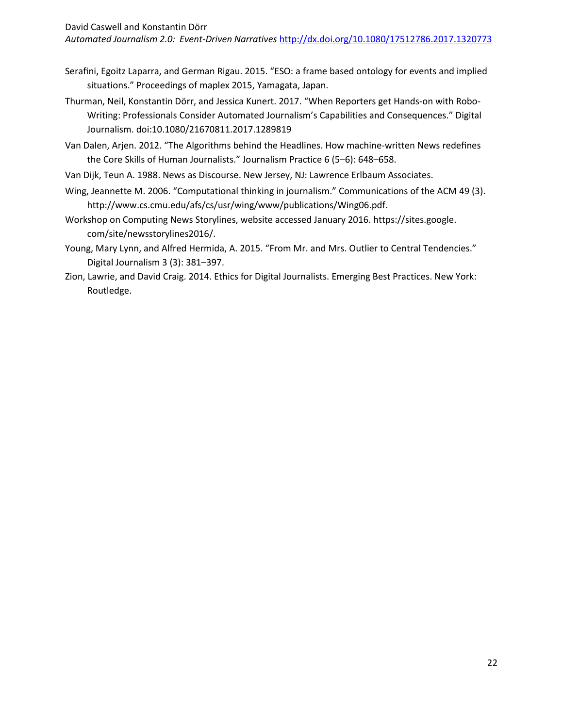Serafini, Egoitz Laparra, and German Rigau. 2015. "ESO: a frame based ontology for events and implied situations." Proceedings of maplex 2015, Yamagata, Japan.

Thurman, Neil, Konstantin Dörr, and Jessica Kunert. 2017. "When Reporters get Hands-on with Robo-Writing: Professionals Consider Automated Journalism's Capabilities and Consequences." Digital Journalism. doi:10.1080/21670811.2017.1289819

Van Dalen, Arjen. 2012. "The Algorithms behind the Headlines. How machine-written News redefines the Core Skills of Human Journalists." Journalism Practice 6 (5–6): 648–658.

Van Dijk, Teun A. 1988. News as Discourse. New Jersey, NJ: Lawrence Erlbaum Associates.

Wing, Jeannette M. 2006. "Computational thinking in journalism." Communications of the ACM 49 (3). http://www.cs.cmu.edu/afs/cs/usr/wing/www/publications/Wing06.pdf.

Workshop on Computing News Storylines, website accessed January 2016. https://sites.google.com/site/newsstorylines2016/.

Young, Mary Lynn, and Alfred Hermida, A. 2015. "From Mr. and Mrs. Outlier to Central Tendencies." Digital Journalism 3 (3): 381–397.

Zion, Lawrie, and David Craig. 2014. Ethics for Digital Journalists. Emerging Best Practices. New York: Routledge.